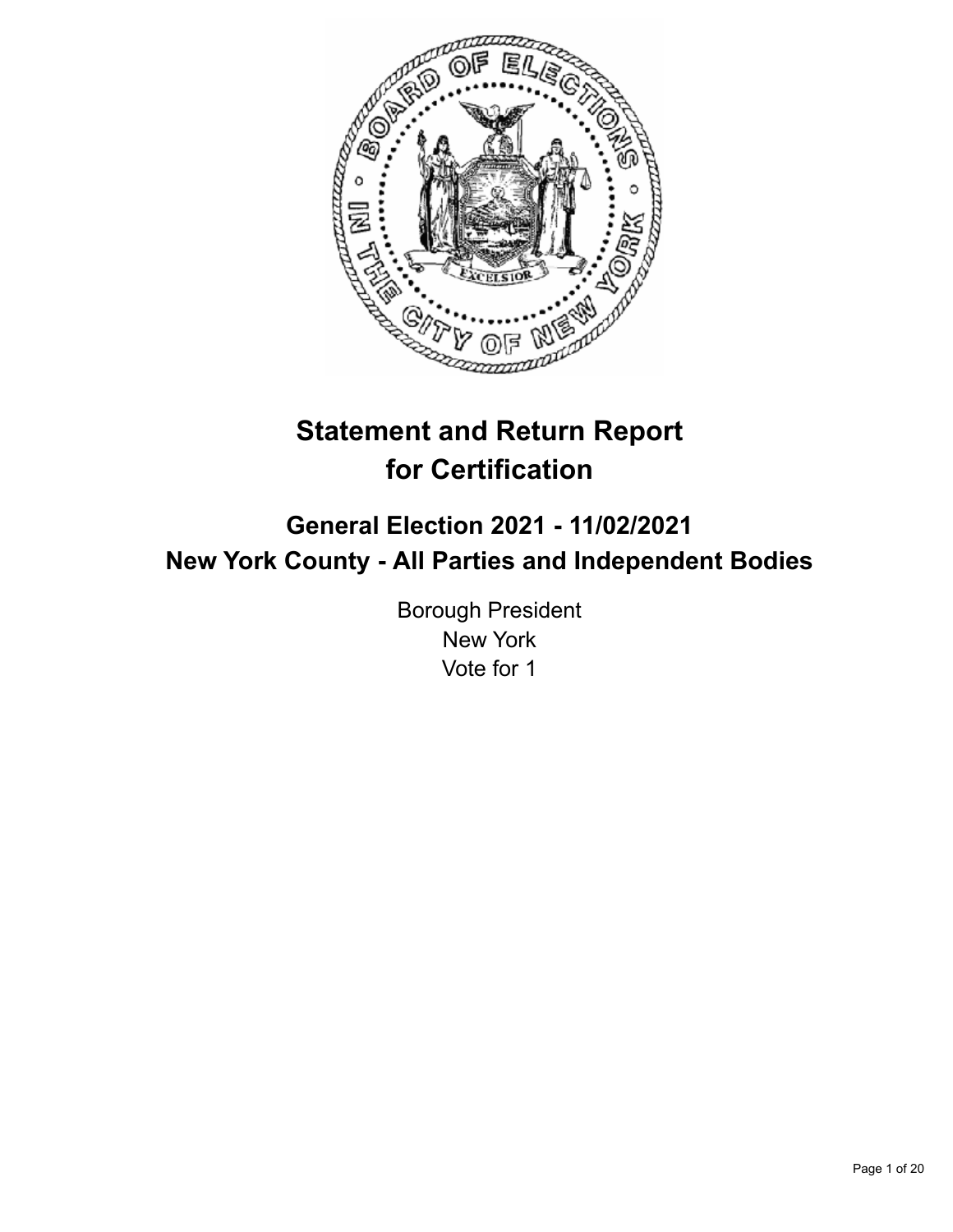# Statement and Return Report for Certification

## General Election 2021 - 11/02/2021
## New York County - All Parties and Independent Bodies

Borough President
New York
Vote for 1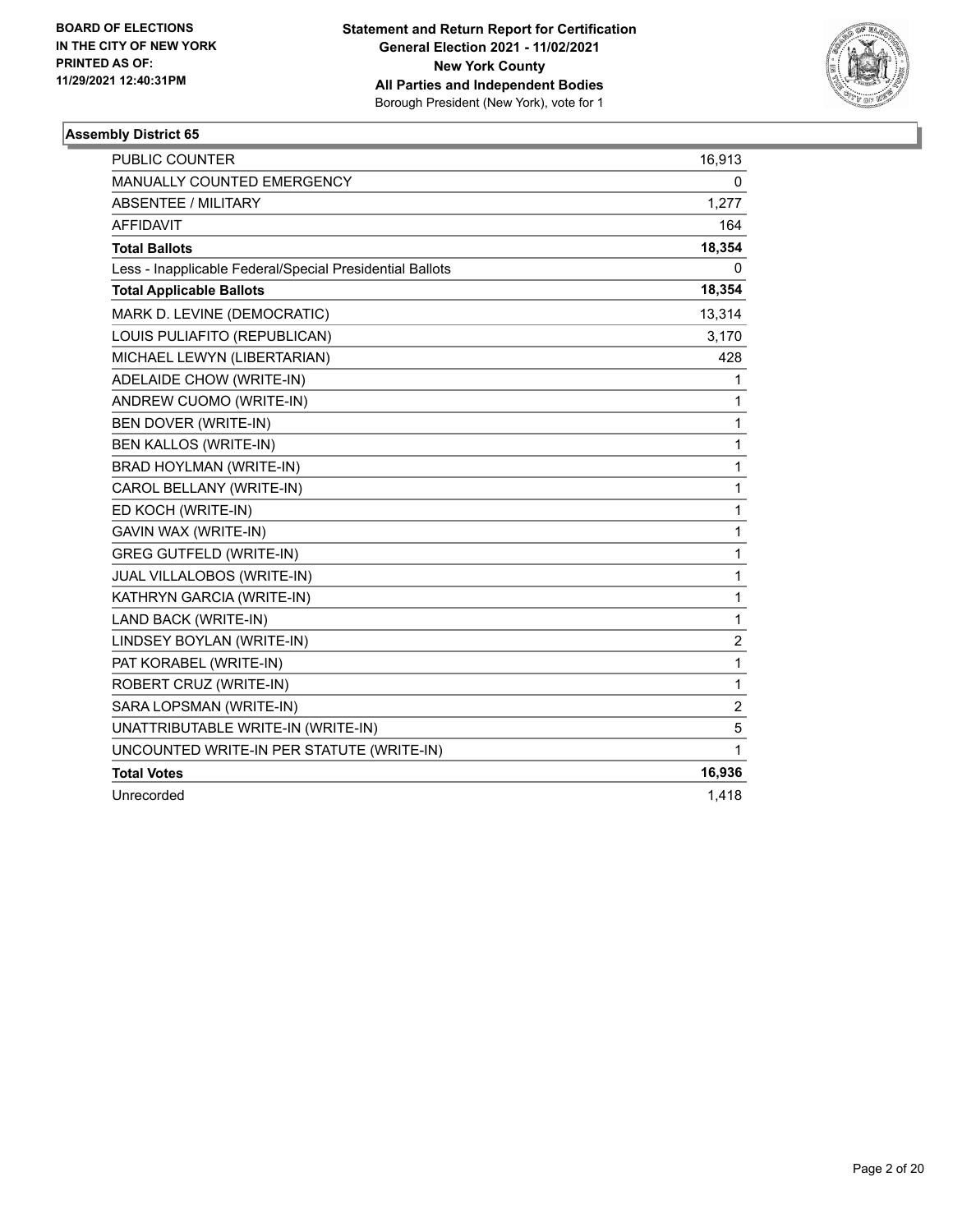**BOARD OF ELECTIONS IN THE CITY OF NEW YORK PRINTED AS OF: 11/29/2021 12:40:31PM**

**Statement and Return Report for Certification General Election 2021 - 11/02/2021 New York County All Parties and Independent Bodies**
Borough President (New York), vote for 1

### Assembly District 65

| | |
|---|---|
| PUBLIC COUNTER | 16,913 |
| MANUALLY COUNTED EMERGENCY | 0 |
| ABSENTEE / MILITARY | 1,277 |
| AFFIDAVIT | 164 |
| **Total Ballots** | **18,354** |
| Less - Inapplicable Federal/Special Presidential Ballots | 0 |
| **Total Applicable Ballots** | **18,354** |
| MARK D. LEVINE (DEMOCRATIC) | 13,314 |
| LOUIS PULIAFITO (REPUBLICAN) | 3,170 |
| MICHAEL LEWYN (LIBERTARIAN) | 428 |
| ADELAIDE CHOW (WRITE-IN) | 1 |
| ANDREW CUOMO (WRITE-IN) | 1 |
| BEN DOVER (WRITE-IN) | 1 |
| BEN KALLOS (WRITE-IN) | 1 |
| BRAD HOYLMAN (WRITE-IN) | 1 |
| CAROL BELLANY (WRITE-IN) | 1 |
| ED KOCH (WRITE-IN) | 1 |
| GAVIN WAX (WRITE-IN) | 1 |
| GREG GUTFELD (WRITE-IN) | 1 |
| JUAL VILLALOBOS (WRITE-IN) | 1 |
| KATHRYN GARCIA (WRITE-IN) | 1 |
| LAND BACK (WRITE-IN) | 1 |
| LINDSEY BOYLAN (WRITE-IN) | 2 |
| PAT KORABEL (WRITE-IN) | 1 |
| ROBERT CRUZ (WRITE-IN) | 1 |
| SARA LOPSMAN (WRITE-IN) | 2 |
| UNATTRIBUTABLE WRITE-IN (WRITE-IN) | 5 |
| UNCOUNTED WRITE-IN PER STATUTE (WRITE-IN) | 1 |
| **Total Votes** | **16,936** |
| Unrecorded | 1,418 |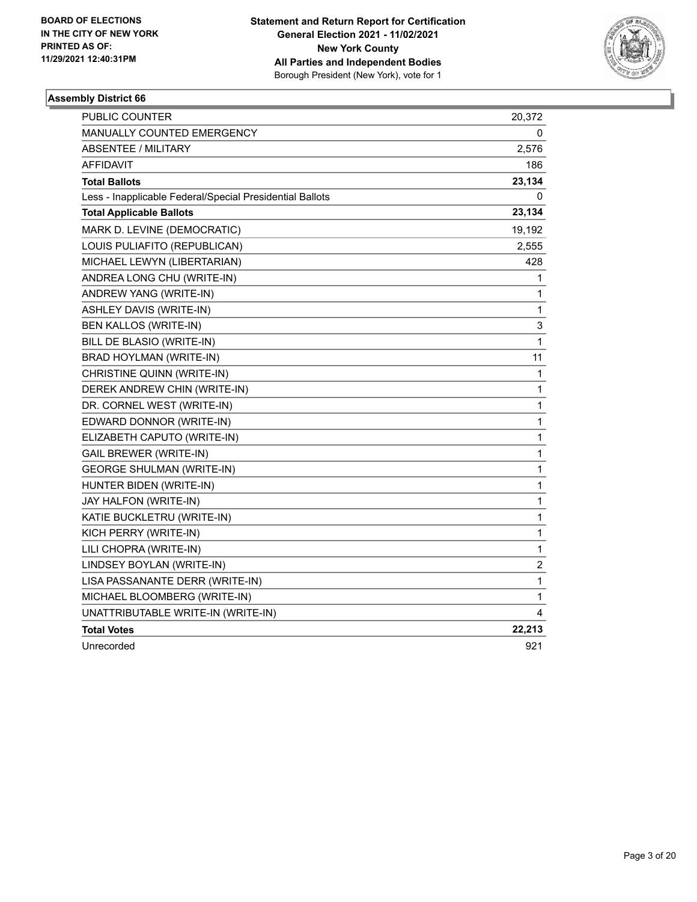**BOARD OF ELECTIONS IN THE CITY OF NEW YORK PRINTED AS OF: 11/29/2021 12:40:31PM**

**Statement and Return Report for Certification General Election 2021 - 11/02/2021 New York County All Parties and Independent Bodies**
Borough President (New York), vote for 1

## Assembly District 66

| | |
|---|---|
| PUBLIC COUNTER | 20,372 |
| MANUALLY COUNTED EMERGENCY | 0 |
| ABSENTEE / MILITARY | 2,576 |
| AFFIDAVIT | 186 |
| **Total Ballots** | **23,134** |
| Less - Inapplicable Federal/Special Presidential Ballots | 0 |
| **Total Applicable Ballots** | **23,134** |
| MARK D. LEVINE (DEMOCRATIC) | 19,192 |
| LOUIS PULIAFITO (REPUBLICAN) | 2,555 |
| MICHAEL LEWYN (LIBERTARIAN) | 428 |
| ANDREA LONG CHU (WRITE-IN) | 1 |
| ANDREW YANG (WRITE-IN) | 1 |
| ASHLEY DAVIS (WRITE-IN) | 1 |
| BEN KALLOS (WRITE-IN) | 3 |
| BILL DE BLASIO (WRITE-IN) | 1 |
| BRAD HOYLMAN (WRITE-IN) | 11 |
| CHRISTINE QUINN (WRITE-IN) | 1 |
| DEREK ANDREW CHIN (WRITE-IN) | 1 |
| DR. CORNEL WEST (WRITE-IN) | 1 |
| EDWARD DONNOR (WRITE-IN) | 1 |
| ELIZABETH CAPUTO (WRITE-IN) | 1 |
| GAIL BREWER (WRITE-IN) | 1 |
| GEORGE SHULMAN (WRITE-IN) | 1 |
| HUNTER BIDEN (WRITE-IN) | 1 |
| JAY HALFON (WRITE-IN) | 1 |
| KATIE BUCKLETRU (WRITE-IN) | 1 |
| KICH PERRY (WRITE-IN) | 1 |
| LILI CHOPRA (WRITE-IN) | 1 |
| LINDSEY BOYLAN (WRITE-IN) | 2 |
| LISA PASSANANTE DERR (WRITE-IN) | 1 |
| MICHAEL BLOOMBERG (WRITE-IN) | 1 |
| UNATTRIBUTABLE WRITE-IN (WRITE-IN) | 4 |
| **Total Votes** | **22,213** |
| Unrecorded | 921 |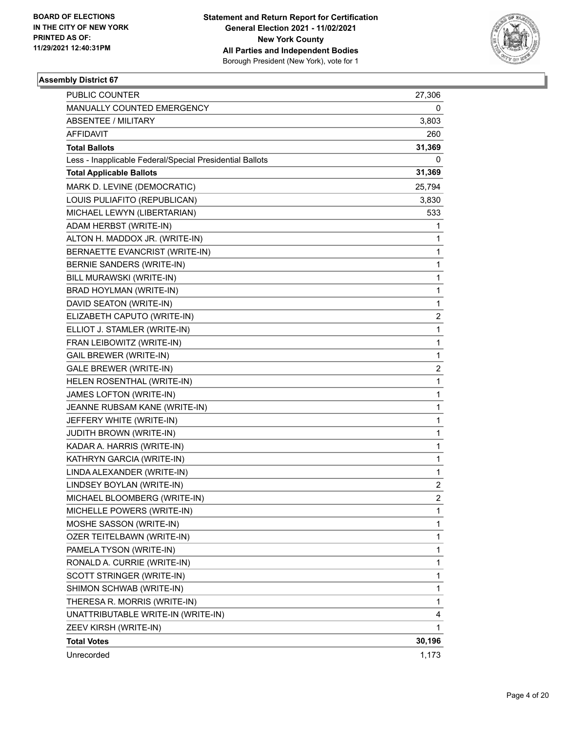**BOARD OF ELECTIONS IN THE CITY OF NEW YORK PRINTED AS OF: 11/29/2021 12:40:31PM**

**Statement and Return Report for Certification General Election 2021 - 11/02/2021 New York County All Parties and Independent Bodies**
Borough President (New York), vote for 1

### Assembly District 67

| | |
|---|---|
| PUBLIC COUNTER | 27,306 |
| MANUALLY COUNTED EMERGENCY | 0 |
| ABSENTEE / MILITARY | 3,803 |
| AFFIDAVIT | 260 |
| **Total Ballots** | **31,369** |
| Less - Inapplicable Federal/Special Presidential Ballots | 0 |
| **Total Applicable Ballots** | **31,369** |
| MARK D. LEVINE (DEMOCRATIC) | 25,794 |
| LOUIS PULIAFITO (REPUBLICAN) | 3,830 |
| MICHAEL LEWYN (LIBERTARIAN) | 533 |
| ADAM HERBST (WRITE-IN) | 1 |
| ALTON H. MADDOX JR. (WRITE-IN) | 1 |
| BERNAETTE EVANCRIST (WRITE-IN) | 1 |
| BERNIE SANDERS (WRITE-IN) | 1 |
| BILL MURAWSKI (WRITE-IN) | 1 |
| BRAD HOYLMAN (WRITE-IN) | 1 |
| DAVID SEATON (WRITE-IN) | 1 |
| ELIZABETH CAPUTO (WRITE-IN) | 2 |
| ELLIOT J. STAMLER (WRITE-IN) | 1 |
| FRAN LEIBOWITZ (WRITE-IN) | 1 |
| GAIL BREWER (WRITE-IN) | 1 |
| GALE BREWER (WRITE-IN) | 2 |
| HELEN ROSENTHAL (WRITE-IN) | 1 |
| JAMES LOFTON (WRITE-IN) | 1 |
| JEANNE RUBSAM KANE (WRITE-IN) | 1 |
| JEFFERY WHITE (WRITE-IN) | 1 |
| JUDITH BROWN (WRITE-IN) | 1 |
| KADAR A. HARRIS (WRITE-IN) | 1 |
| KATHRYN GARCIA (WRITE-IN) | 1 |
| LINDA ALEXANDER (WRITE-IN) | 1 |
| LINDSEY BOYLAN (WRITE-IN) | 2 |
| MICHAEL BLOOMBERG (WRITE-IN) | 2 |
| MICHELLE POWERS (WRITE-IN) | 1 |
| MOSHE SASSON (WRITE-IN) | 1 |
| OZER TEITELBAWN (WRITE-IN) | 1 |
| PAMELA TYSON (WRITE-IN) | 1 |
| RONALD A. CURRIE (WRITE-IN) | 1 |
| SCOTT STRINGER (WRITE-IN) | 1 |
| SHIMON SCHWAB (WRITE-IN) | 1 |
| THERESA R. MORRIS (WRITE-IN) | 1 |
| UNATTRIBUTABLE WRITE-IN (WRITE-IN) | 4 |
| ZEEV KIRSH (WRITE-IN) | 1 |
| **Total Votes** | **30,196** |
| Unrecorded | 1,173 |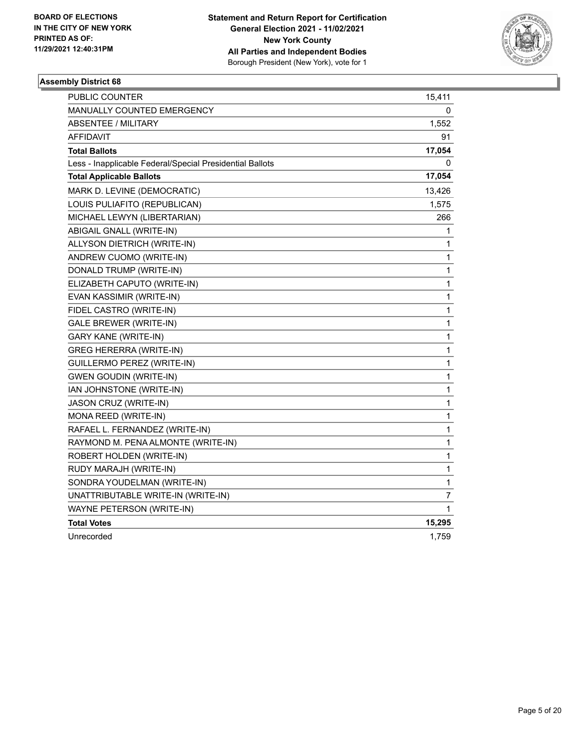BOARD OF ELECTIONS
IN THE CITY OF NEW YORK
PRINTED AS OF:
11/29/2021 12:40:31PM

**Statement and Return Report for Certification**
**General Election 2021 - 11/02/2021**
**New York County**
**All Parties and Independent Bodies**
Borough President (New York), vote for 1

## Assembly District 68

| | |
|---|---|
| PUBLIC COUNTER | 15,411 |
| MANUALLY COUNTED EMERGENCY | 0 |
| ABSENTEE / MILITARY | 1,552 |
| AFFIDAVIT | 91 |
| **Total Ballots** | **17,054** |
| Less - Inapplicable Federal/Special Presidential Ballots | 0 |
| **Total Applicable Ballots** | **17,054** |
| MARK D. LEVINE (DEMOCRATIC) | 13,426 |
| LOUIS PULIAFITO (REPUBLICAN) | 1,575 |
| MICHAEL LEWYN (LIBERTARIAN) | 266 |
| ABIGAIL GNALL (WRITE-IN) | 1 |
| ALLYSON DIETRICH (WRITE-IN) | 1 |
| ANDREW CUOMO (WRITE-IN) | 1 |
| DONALD TRUMP (WRITE-IN) | 1 |
| ELIZABETH CAPUTO (WRITE-IN) | 1 |
| EVAN KASSIMIR (WRITE-IN) | 1 |
| FIDEL CASTRO (WRITE-IN) | 1 |
| GALE BREWER (WRITE-IN) | 1 |
| GARY KANE (WRITE-IN) | 1 |
| GREG HERERRA (WRITE-IN) | 1 |
| GUILLERMO PEREZ (WRITE-IN) | 1 |
| GWEN GOUDIN (WRITE-IN) | 1 |
| IAN JOHNSTONE (WRITE-IN) | 1 |
| JASON CRUZ (WRITE-IN) | 1 |
| MONA REED (WRITE-IN) | 1 |
| RAFAEL L. FERNANDEZ (WRITE-IN) | 1 |
| RAYMOND M. PENA ALMONTE (WRITE-IN) | 1 |
| ROBERT HOLDEN (WRITE-IN) | 1 |
| RUDY MARAJH (WRITE-IN) | 1 |
| SONDRA YOUDELMAN (WRITE-IN) | 1 |
| UNATTRIBUTABLE WRITE-IN (WRITE-IN) | 7 |
| WAYNE PETERSON (WRITE-IN) | 1 |
| **Total Votes** | **15,295** |
| Unrecorded | 1,759 |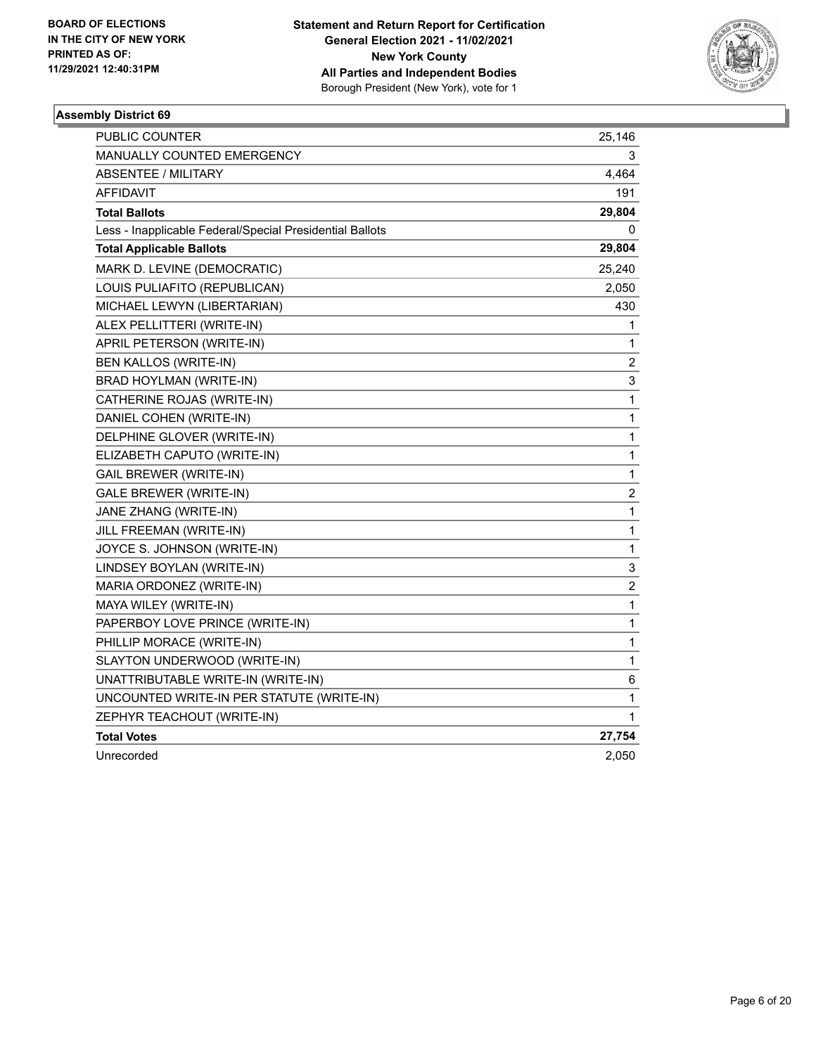BOARD OF ELECTIONS
IN THE CITY OF NEW YORK
PRINTED AS OF:
11/29/2021 12:40:31PM

**Statement and Return Report for Certification**
**General Election 2021 - 11/02/2021**
**New York County**
**All Parties and Independent Bodies**
Borough President (New York), vote for 1

## Assembly District 69

| | |
|---|---|
| PUBLIC COUNTER | 25,146 |
| MANUALLY COUNTED EMERGENCY | 3 |
| ABSENTEE / MILITARY | 4,464 |
| AFFIDAVIT | 191 |
| **Total Ballots** | **29,804** |
| Less - Inapplicable Federal/Special Presidential Ballots | 0 |
| **Total Applicable Ballots** | **29,804** |
| MARK D. LEVINE (DEMOCRATIC) | 25,240 |
| LOUIS PULIAFITO (REPUBLICAN) | 2,050 |
| MICHAEL LEWYN (LIBERTARIAN) | 430 |
| ALEX PELLITTERI (WRITE-IN) | 1 |
| APRIL PETERSON (WRITE-IN) | 1 |
| BEN KALLOS (WRITE-IN) | 2 |
| BRAD HOYLMAN (WRITE-IN) | 3 |
| CATHERINE ROJAS (WRITE-IN) | 1 |
| DANIEL COHEN (WRITE-IN) | 1 |
| DELPHINE GLOVER (WRITE-IN) | 1 |
| ELIZABETH CAPUTO (WRITE-IN) | 1 |
| GAIL BREWER (WRITE-IN) | 1 |
| GALE BREWER (WRITE-IN) | 2 |
| JANE ZHANG (WRITE-IN) | 1 |
| JILL FREEMAN (WRITE-IN) | 1 |
| JOYCE S. JOHNSON (WRITE-IN) | 1 |
| LINDSEY BOYLAN (WRITE-IN) | 3 |
| MARIA ORDONEZ (WRITE-IN) | 2 |
| MAYA WILEY (WRITE-IN) | 1 |
| PAPERBOY LOVE PRINCE (WRITE-IN) | 1 |
| PHILLIP MORACE (WRITE-IN) | 1 |
| SLAYTON UNDERWOOD (WRITE-IN) | 1 |
| UNATTRIBUTABLE WRITE-IN (WRITE-IN) | 6 |
| UNCOUNTED WRITE-IN PER STATUTE (WRITE-IN) | 1 |
| ZEPHYR TEACHOUT (WRITE-IN) | 1 |
| **Total Votes** | **27,754** |
| Unrecorded | 2,050 |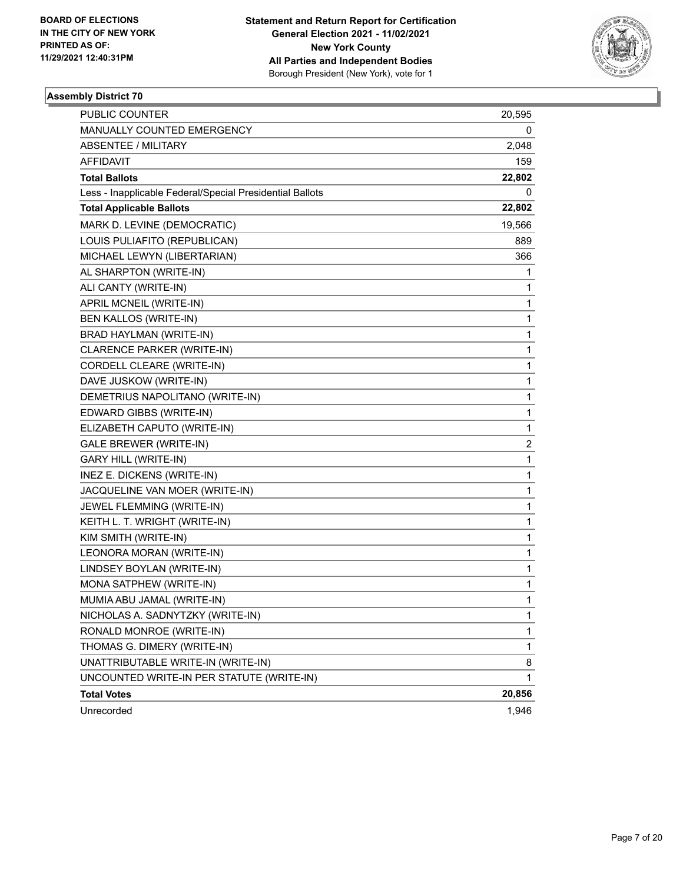**BOARD OF ELECTIONS IN THE CITY OF NEW YORK PRINTED AS OF: 11/29/2021 12:40:31PM**

**Statement and Return Report for Certification General Election 2021 - 11/02/2021 New York County All Parties and Independent Bodies** Borough President (New York), vote for 1

### Assembly District 70

| | |
|---|---|
| PUBLIC COUNTER | 20,595 |
| MANUALLY COUNTED EMERGENCY | 0 |
| ABSENTEE / MILITARY | 2,048 |
| AFFIDAVIT | 159 |
| **Total Ballots** | **22,802** |
| Less - Inapplicable Federal/Special Presidential Ballots | 0 |
| **Total Applicable Ballots** | **22,802** |
| MARK D. LEVINE (DEMOCRATIC) | 19,566 |
| LOUIS PULIAFITO (REPUBLICAN) | 889 |
| MICHAEL LEWYN (LIBERTARIAN) | 366 |
| AL SHARPTON (WRITE-IN) | 1 |
| ALI CANTY (WRITE-IN) | 1 |
| APRIL MCNEIL (WRITE-IN) | 1 |
| BEN KALLOS (WRITE-IN) | 1 |
| BRAD HAYLMAN (WRITE-IN) | 1 |
| CLARENCE PARKER (WRITE-IN) | 1 |
| CORDELL CLEARE (WRITE-IN) | 1 |
| DAVE JUSKOW (WRITE-IN) | 1 |
| DEMETRIUS NAPOLITANO (WRITE-IN) | 1 |
| EDWARD GIBBS (WRITE-IN) | 1 |
| ELIZABETH CAPUTO (WRITE-IN) | 1 |
| GALE BREWER (WRITE-IN) | 2 |
| GARY HILL (WRITE-IN) | 1 |
| INEZ E. DICKENS (WRITE-IN) | 1 |
| JACQUELINE VAN MOER (WRITE-IN) | 1 |
| JEWEL FLEMMING (WRITE-IN) | 1 |
| KEITH L. T. WRIGHT (WRITE-IN) | 1 |
| KIM SMITH (WRITE-IN) | 1 |
| LEONORA MORAN (WRITE-IN) | 1 |
| LINDSEY BOYLAN (WRITE-IN) | 1 |
| MONA SATPHEW (WRITE-IN) | 1 |
| MUMIA ABU JAMAL (WRITE-IN) | 1 |
| NICHOLAS A. SADNYTZKY (WRITE-IN) | 1 |
| RONALD MONROE (WRITE-IN) | 1 |
| THOMAS G. DIMERY (WRITE-IN) | 1 |
| UNATTRIBUTABLE WRITE-IN (WRITE-IN) | 8 |
| UNCOUNTED WRITE-IN PER STATUTE (WRITE-IN) | 1 |
| **Total Votes** | **20,856** |
| Unrecorded | 1,946 |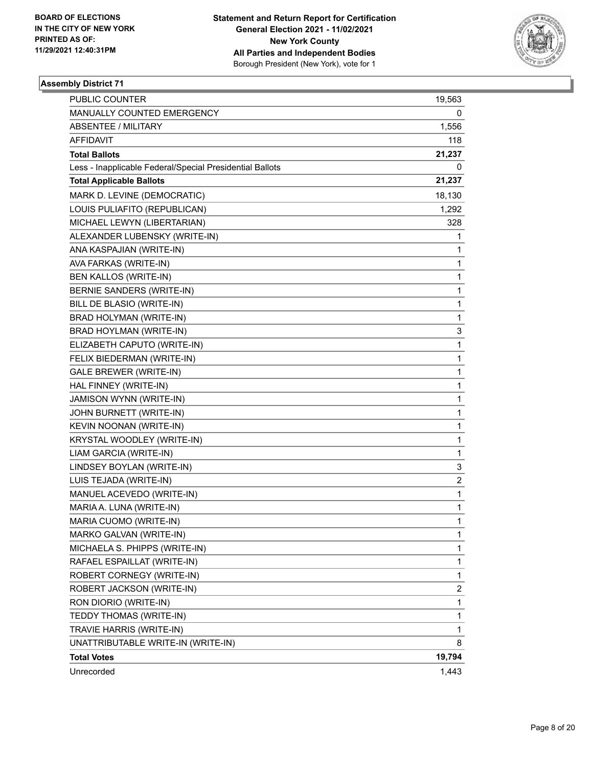**BOARD OF ELECTIONS IN THE CITY OF NEW YORK PRINTED AS OF: 11/29/2021 12:40:31PM**

**Statement and Return Report for Certification General Election 2021 - 11/02/2021 New York County All Parties and Independent Bodies** Borough President (New York), vote for 1

### Assembly District 71

| | |
|---|---|
| PUBLIC COUNTER | 19,563 |
| MANUALLY COUNTED EMERGENCY | 0 |
| ABSENTEE / MILITARY | 1,556 |
| AFFIDAVIT | 118 |
| **Total Ballots** | **21,237** |
| Less - Inapplicable Federal/Special Presidential Ballots | 0 |
| **Total Applicable Ballots** | **21,237** |
| MARK D. LEVINE (DEMOCRATIC) | 18,130 |
| LOUIS PULIAFITO (REPUBLICAN) | 1,292 |
| MICHAEL LEWYN (LIBERTARIAN) | 328 |
| ALEXANDER LUBENSKY (WRITE-IN) | 1 |
| ANA KASPAJIAN (WRITE-IN) | 1 |
| AVA FARKAS (WRITE-IN) | 1 |
| BEN KALLOS (WRITE-IN) | 1 |
| BERNIE SANDERS (WRITE-IN) | 1 |
| BILL DE BLASIO (WRITE-IN) | 1 |
| BRAD HOLYMAN (WRITE-IN) | 1 |
| BRAD HOYLMAN (WRITE-IN) | 3 |
| ELIZABETH CAPUTO (WRITE-IN) | 1 |
| FELIX BIEDERMAN (WRITE-IN) | 1 |
| GALE BREWER (WRITE-IN) | 1 |
| HAL FINNEY (WRITE-IN) | 1 |
| JAMISON WYNN (WRITE-IN) | 1 |
| JOHN BURNETT (WRITE-IN) | 1 |
| KEVIN NOONAN (WRITE-IN) | 1 |
| KRYSTAL WOODLEY (WRITE-IN) | 1 |
| LIAM GARCIA (WRITE-IN) | 1 |
| LINDSEY BOYLAN (WRITE-IN) | 3 |
| LUIS TEJADA (WRITE-IN) | 2 |
| MANUEL ACEVEDO (WRITE-IN) | 1 |
| MARIA A. LUNA (WRITE-IN) | 1 |
| MARIA CUOMO (WRITE-IN) | 1 |
| MARKO GALVAN (WRITE-IN) | 1 |
| MICHAELA S. PHIPPS (WRITE-IN) | 1 |
| RAFAEL ESPAILLAT (WRITE-IN) | 1 |
| ROBERT CORNEGY (WRITE-IN) | 1 |
| ROBERT JACKSON (WRITE-IN) | 2 |
| RON DIORIO (WRITE-IN) | 1 |
| TEDDY THOMAS (WRITE-IN) | 1 |
| TRAVIE HARRIS (WRITE-IN) | 1 |
| UNATTRIBUTABLE WRITE-IN (WRITE-IN) | 8 |
| **Total Votes** | **19,794** |
| Unrecorded | 1,443 |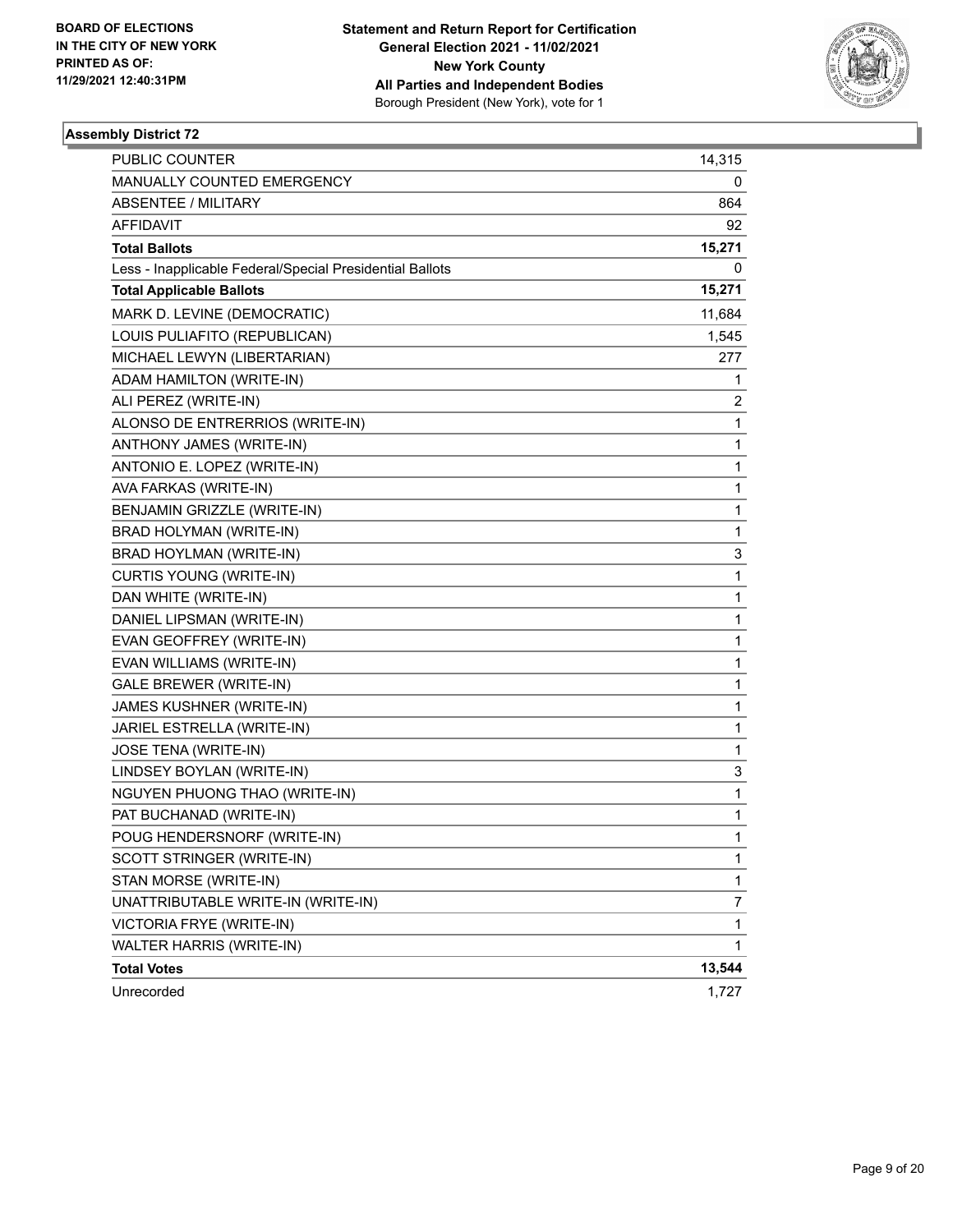BOARD OF ELECTIONS
IN THE CITY OF NEW YORK
PRINTED AS OF:
11/29/2021 12:40:31PM

**Statement and Return Report for Certification**
**General Election 2021 - 11/02/2021**
**New York County**
**All Parties and Independent Bodies**
Borough President (New York), vote for 1

### Assembly District 72

| | |
|---|---|
| PUBLIC COUNTER | 14,315 |
| MANUALLY COUNTED EMERGENCY | 0 |
| ABSENTEE / MILITARY | 864 |
| AFFIDAVIT | 92 |
| **Total Ballots** | **15,271** |
| Less - Inapplicable Federal/Special Presidential Ballots | 0 |
| **Total Applicable Ballots** | **15,271** |
| MARK D. LEVINE (DEMOCRATIC) | 11,684 |
| LOUIS PULIAFITO (REPUBLICAN) | 1,545 |
| MICHAEL LEWYN (LIBERTARIAN) | 277 |
| ADAM HAMILTON (WRITE-IN) | 1 |
| ALI PEREZ (WRITE-IN) | 2 |
| ALONSO DE ENTRERRIOS (WRITE-IN) | 1 |
| ANTHONY JAMES (WRITE-IN) | 1 |
| ANTONIO E. LOPEZ (WRITE-IN) | 1 |
| AVA FARKAS (WRITE-IN) | 1 |
| BENJAMIN GRIZZLE (WRITE-IN) | 1 |
| BRAD HOLYMAN (WRITE-IN) | 1 |
| BRAD HOYLMAN (WRITE-IN) | 3 |
| CURTIS YOUNG (WRITE-IN) | 1 |
| DAN WHITE (WRITE-IN) | 1 |
| DANIEL LIPSMAN (WRITE-IN) | 1 |
| EVAN GEOFFREY (WRITE-IN) | 1 |
| EVAN WILLIAMS (WRITE-IN) | 1 |
| GALE BREWER (WRITE-IN) | 1 |
| JAMES KUSHNER (WRITE-IN) | 1 |
| JARIEL ESTRELLA (WRITE-IN) | 1 |
| JOSE TENA (WRITE-IN) | 1 |
| LINDSEY BOYLAN (WRITE-IN) | 3 |
| NGUYEN PHUONG THAO (WRITE-IN) | 1 |
| PAT BUCHANAD (WRITE-IN) | 1 |
| POUG HENDERSNORF (WRITE-IN) | 1 |
| SCOTT STRINGER (WRITE-IN) | 1 |
| STAN MORSE (WRITE-IN) | 1 |
| UNATTRIBUTABLE WRITE-IN (WRITE-IN) | 7 |
| VICTORIA FRYE (WRITE-IN) | 1 |
| WALTER HARRIS (WRITE-IN) | 1 |
| **Total Votes** | **13,544** |
| Unrecorded | 1,727 |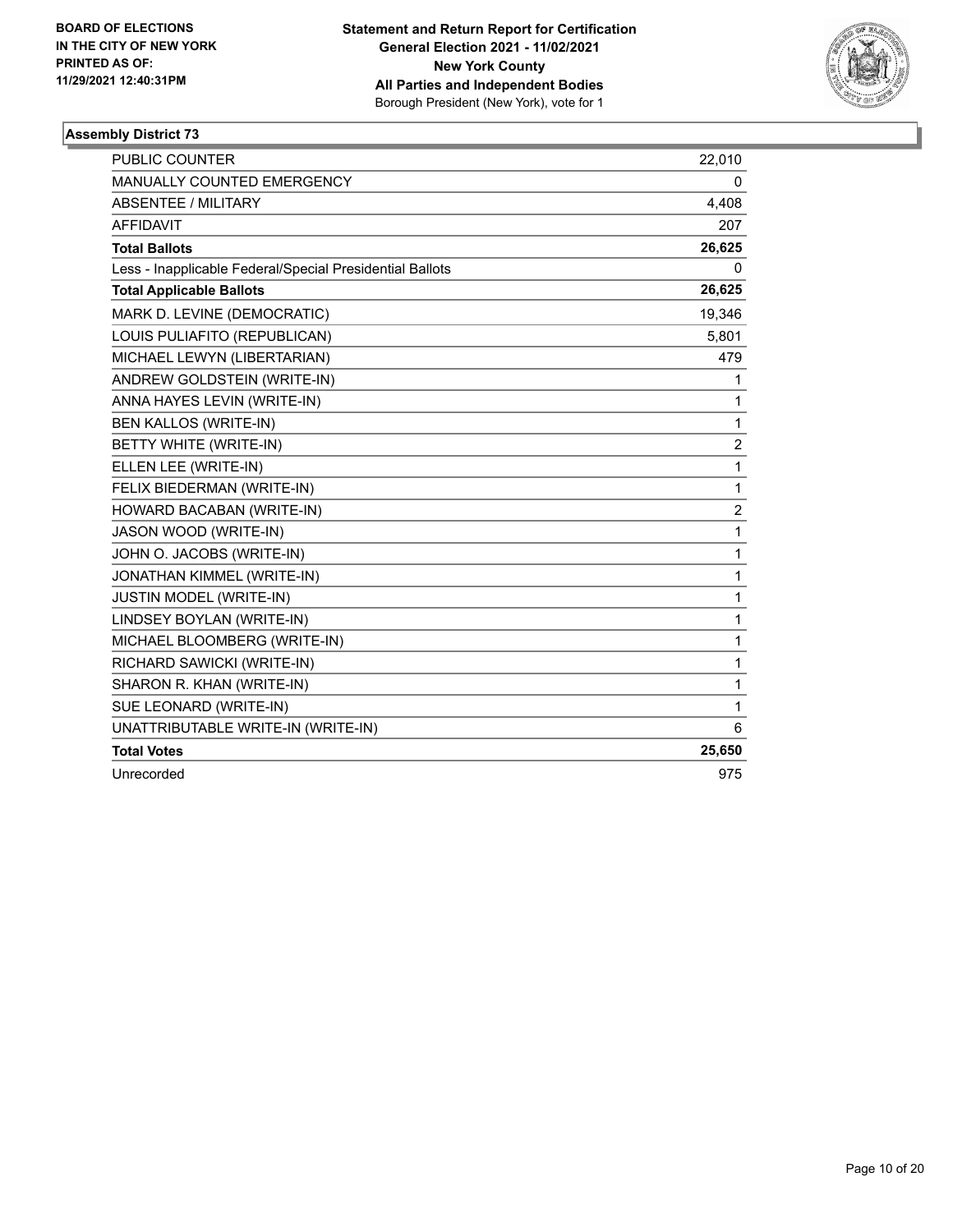**BOARD OF ELECTIONS IN THE CITY OF NEW YORK PRINTED AS OF: 11/29/2021 12:40:31PM**

**Statement and Return Report for Certification General Election 2021 - 11/02/2021 New York County All Parties and Independent Bodies**
Borough President (New York), vote for 1

### Assembly District 73

| | |
|---|---|
| PUBLIC COUNTER | 22,010 |
| MANUALLY COUNTED EMERGENCY | 0 |
| ABSENTEE / MILITARY | 4,408 |
| AFFIDAVIT | 207 |
| **Total Ballots** | **26,625** |
| Less - Inapplicable Federal/Special Presidential Ballots | 0 |
| **Total Applicable Ballots** | **26,625** |
| MARK D. LEVINE (DEMOCRATIC) | 19,346 |
| LOUIS PULIAFITO (REPUBLICAN) | 5,801 |
| MICHAEL LEWYN (LIBERTARIAN) | 479 |
| ANDREW GOLDSTEIN (WRITE-IN) | 1 |
| ANNA HAYES LEVIN (WRITE-IN) | 1 |
| BEN KALLOS (WRITE-IN) | 1 |
| BETTY WHITE (WRITE-IN) | 2 |
| ELLEN LEE (WRITE-IN) | 1 |
| FELIX BIEDERMAN (WRITE-IN) | 1 |
| HOWARD BACABAN (WRITE-IN) | 2 |
| JASON WOOD (WRITE-IN) | 1 |
| JOHN O. JACOBS (WRITE-IN) | 1 |
| JONATHAN KIMMEL (WRITE-IN) | 1 |
| JUSTIN MODEL (WRITE-IN) | 1 |
| LINDSEY BOYLAN (WRITE-IN) | 1 |
| MICHAEL BLOOMBERG (WRITE-IN) | 1 |
| RICHARD SAWICKI (WRITE-IN) | 1 |
| SHARON R. KHAN (WRITE-IN) | 1 |
| SUE LEONARD (WRITE-IN) | 1 |
| UNATTRIBUTABLE WRITE-IN (WRITE-IN) | 6 |
| **Total Votes** | **25,650** |
| Unrecorded | 975 |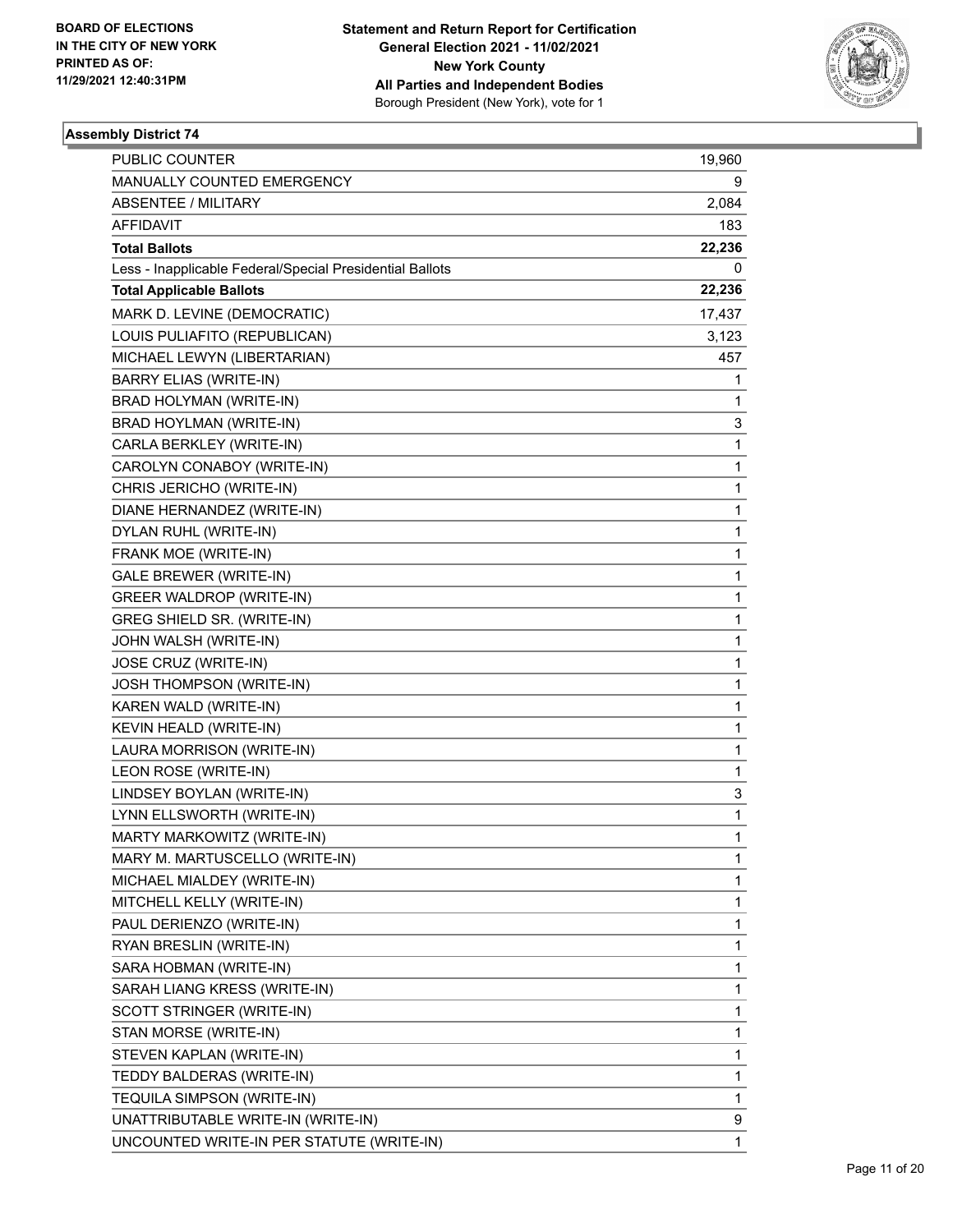**BOARD OF ELECTIONS IN THE CITY OF NEW YORK PRINTED AS OF: 11/29/2021 12:40:31PM**

**Statement and Return Report for Certification General Election 2021 - 11/02/2021 New York County All Parties and Independent Bodies**
Borough President (New York), vote for 1

### Assembly District 74

| | |
|---|---|
| PUBLIC COUNTER | 19,960 |
| MANUALLY COUNTED EMERGENCY | 9 |
| ABSENTEE / MILITARY | 2,084 |
| AFFIDAVIT | 183 |
| **Total Ballots** | **22,236** |
| Less - Inapplicable Federal/Special Presidential Ballots | 0 |
| **Total Applicable Ballots** | **22,236** |
| MARK D. LEVINE (DEMOCRATIC) | 17,437 |
| LOUIS PULIAFITO (REPUBLICAN) | 3,123 |
| MICHAEL LEWYN (LIBERTARIAN) | 457 |
| BARRY ELIAS (WRITE-IN) | 1 |
| BRAD HOLYMAN (WRITE-IN) | 1 |
| BRAD HOYLMAN (WRITE-IN) | 3 |
| CARLA BERKLEY (WRITE-IN) | 1 |
| CAROLYN CONABOY (WRITE-IN) | 1 |
| CHRIS JERICHO (WRITE-IN) | 1 |
| DIANE HERNANDEZ (WRITE-IN) | 1 |
| DYLAN RUHL (WRITE-IN) | 1 |
| FRANK MOE (WRITE-IN) | 1 |
| GALE BREWER (WRITE-IN) | 1 |
| GREER WALDROP (WRITE-IN) | 1 |
| GREG SHIELD SR. (WRITE-IN) | 1 |
| JOHN WALSH (WRITE-IN) | 1 |
| JOSE CRUZ (WRITE-IN) | 1 |
| JOSH THOMPSON (WRITE-IN) | 1 |
| KAREN WALD (WRITE-IN) | 1 |
| KEVIN HEALD (WRITE-IN) | 1 |
| LAURA MORRISON (WRITE-IN) | 1 |
| LEON ROSE (WRITE-IN) | 1 |
| LINDSEY BOYLAN (WRITE-IN) | 3 |
| LYNN ELLSWORTH (WRITE-IN) | 1 |
| MARTY MARKOWITZ (WRITE-IN) | 1 |
| MARY M. MARTUSCELLO (WRITE-IN) | 1 |
| MICHAEL MIALDEY (WRITE-IN) | 1 |
| MITCHELL KELLY (WRITE-IN) | 1 |
| PAUL DERIENZO (WRITE-IN) | 1 |
| RYAN BRESLIN (WRITE-IN) | 1 |
| SARA HOBMAN (WRITE-IN) | 1 |
| SARAH LIANG KRESS (WRITE-IN) | 1 |
| SCOTT STRINGER (WRITE-IN) | 1 |
| STAN MORSE (WRITE-IN) | 1 |
| STEVEN KAPLAN (WRITE-IN) | 1 |
| TEDDY BALDERAS (WRITE-IN) | 1 |
| TEQUILA SIMPSON (WRITE-IN) | 1 |
| UNATTRIBUTABLE WRITE-IN (WRITE-IN) | 9 |
| UNCOUNTED WRITE-IN PER STATUTE (WRITE-IN) | 1 |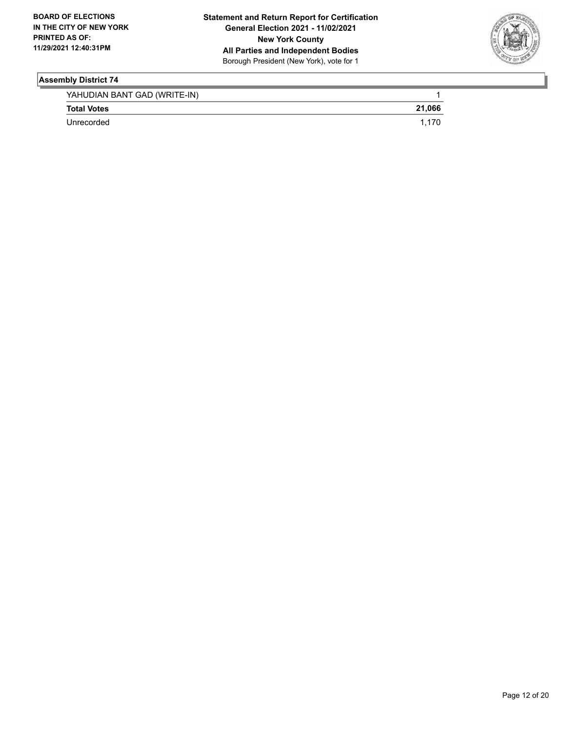## Assembly District 74

| | |
|---|---|
| YAHUDIAN BANT GAD (WRITE-IN) | 1 |
| **Total Votes** | **21,066** |
| Unrecorded | 1,170 |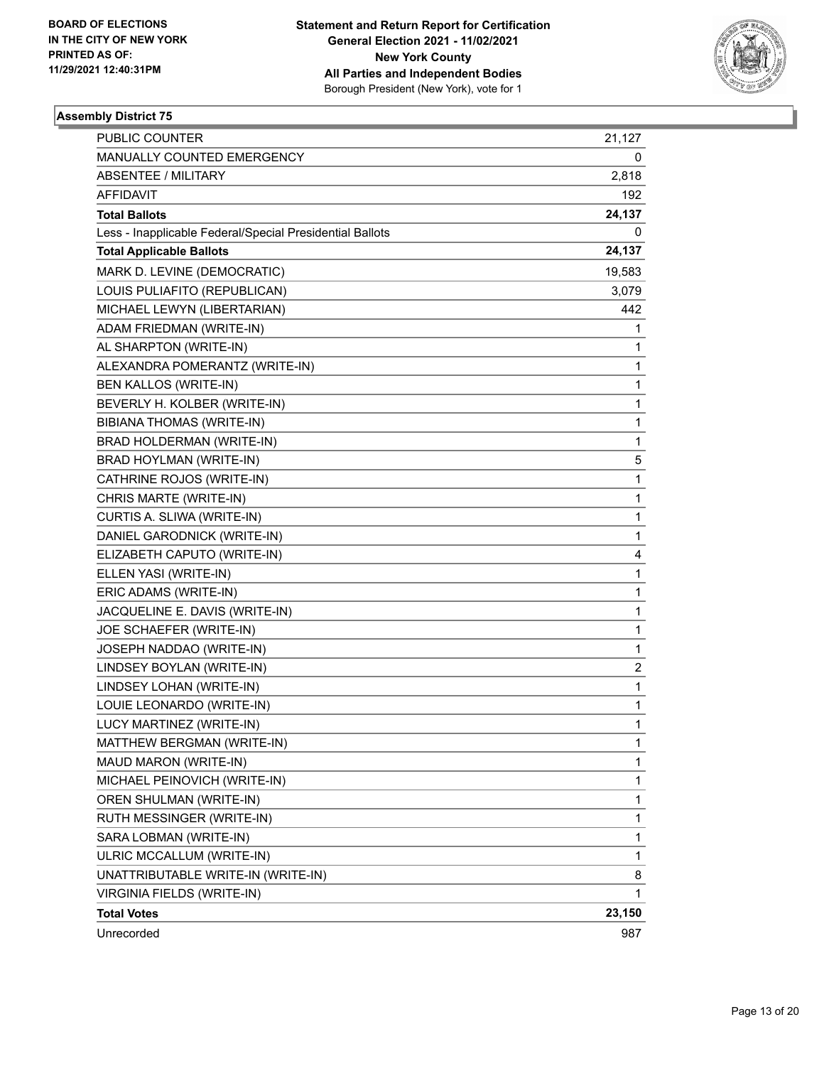BOARD OF ELECTIONS
IN THE CITY OF NEW YORK
PRINTED AS OF:
11/29/2021 12:40:31PM

**Statement and Return Report for Certification**
**General Election 2021 - 11/02/2021**
**New York County**
**All Parties and Independent Bodies**
Borough President (New York), vote for 1

### Assembly District 75

| | |
|---|---|
| PUBLIC COUNTER | 21,127 |
| MANUALLY COUNTED EMERGENCY | 0 |
| ABSENTEE / MILITARY | 2,818 |
| AFFIDAVIT | 192 |
| **Total Ballots** | **24,137** |
| Less - Inapplicable Federal/Special Presidential Ballots | 0 |
| **Total Applicable Ballots** | **24,137** |
| MARK D. LEVINE (DEMOCRATIC) | 19,583 |
| LOUIS PULIAFITO (REPUBLICAN) | 3,079 |
| MICHAEL LEWYN (LIBERTARIAN) | 442 |
| ADAM FRIEDMAN (WRITE-IN) | 1 |
| AL SHARPTON (WRITE-IN) | 1 |
| ALEXANDRA POMERANTZ (WRITE-IN) | 1 |
| BEN KALLOS (WRITE-IN) | 1 |
| BEVERLY H. KOLBER (WRITE-IN) | 1 |
| BIBIANA THOMAS (WRITE-IN) | 1 |
| BRAD HOLDERMAN (WRITE-IN) | 1 |
| BRAD HOYLMAN (WRITE-IN) | 5 |
| CATHRINE ROJOS (WRITE-IN) | 1 |
| CHRIS MARTE (WRITE-IN) | 1 |
| CURTIS A. SLIWA (WRITE-IN) | 1 |
| DANIEL GARODNICK (WRITE-IN) | 1 |
| ELIZABETH CAPUTO (WRITE-IN) | 4 |
| ELLEN YASI (WRITE-IN) | 1 |
| ERIC ADAMS (WRITE-IN) | 1 |
| JACQUELINE E. DAVIS (WRITE-IN) | 1 |
| JOE SCHAEFER (WRITE-IN) | 1 |
| JOSEPH NADDAO (WRITE-IN) | 1 |
| LINDSEY BOYLAN (WRITE-IN) | 2 |
| LINDSEY LOHAN (WRITE-IN) | 1 |
| LOUIE LEONARDO (WRITE-IN) | 1 |
| LUCY MARTINEZ (WRITE-IN) | 1 |
| MATTHEW BERGMAN (WRITE-IN) | 1 |
| MAUD MARON (WRITE-IN) | 1 |
| MICHAEL PEINOVICH (WRITE-IN) | 1 |
| OREN SHULMAN (WRITE-IN) | 1 |
| RUTH MESSINGER (WRITE-IN) | 1 |
| SARA LOBMAN (WRITE-IN) | 1 |
| ULRIC MCCALLUM (WRITE-IN) | 1 |
| UNATTRIBUTABLE WRITE-IN (WRITE-IN) | 8 |
| VIRGINIA FIELDS (WRITE-IN) | 1 |
| **Total Votes** | **23,150** |
| Unrecorded | 987 |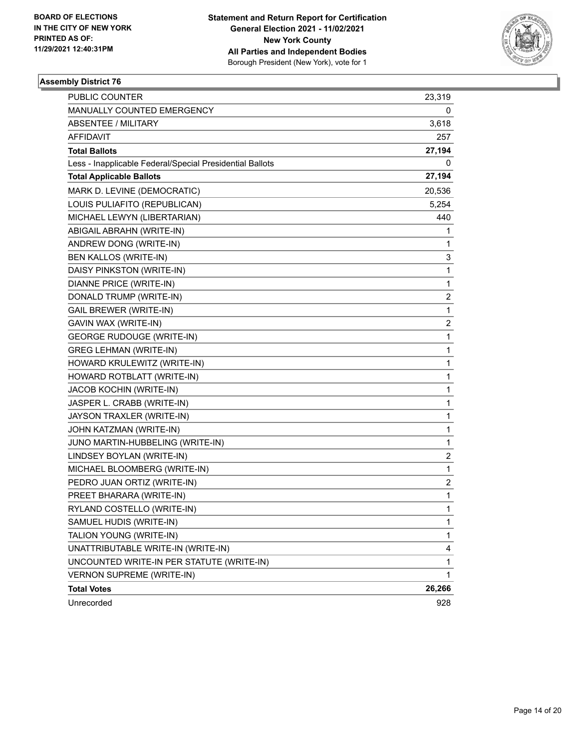**BOARD OF ELECTIONS IN THE CITY OF NEW YORK PRINTED AS OF: 11/29/2021 12:40:31PM**

**Statement and Return Report for Certification General Election 2021 - 11/02/2021 New York County All Parties and Independent Bodies** Borough President (New York), vote for 1

### Assembly District 76

| | |
|---|---|
| PUBLIC COUNTER | 23,319 |
| MANUALLY COUNTED EMERGENCY | 0 |
| ABSENTEE / MILITARY | 3,618 |
| AFFIDAVIT | 257 |
| **Total Ballots** | **27,194** |
| Less - Inapplicable Federal/Special Presidential Ballots | 0 |
| **Total Applicable Ballots** | **27,194** |
| MARK D. LEVINE (DEMOCRATIC) | 20,536 |
| LOUIS PULIAFITO (REPUBLICAN) | 5,254 |
| MICHAEL LEWYN (LIBERTARIAN) | 440 |
| ABIGAIL ABRAHN (WRITE-IN) | 1 |
| ANDREW DONG (WRITE-IN) | 1 |
| BEN KALLOS (WRITE-IN) | 3 |
| DAISY PINKSTON (WRITE-IN) | 1 |
| DIANNE PRICE (WRITE-IN) | 1 |
| DONALD TRUMP (WRITE-IN) | 2 |
| GAIL BREWER (WRITE-IN) | 1 |
| GAVIN WAX (WRITE-IN) | 2 |
| GEORGE RUDOUGE (WRITE-IN) | 1 |
| GREG LEHMAN (WRITE-IN) | 1 |
| HOWARD KRULEWITZ (WRITE-IN) | 1 |
| HOWARD ROTBLATT (WRITE-IN) | 1 |
| JACOB KOCHIN (WRITE-IN) | 1 |
| JASPER L. CRABB (WRITE-IN) | 1 |
| JAYSON TRAXLER (WRITE-IN) | 1 |
| JOHN KATZMAN (WRITE-IN) | 1 |
| JUNO MARTIN-HUBBELING (WRITE-IN) | 1 |
| LINDSEY BOYLAN (WRITE-IN) | 2 |
| MICHAEL BLOOMBERG (WRITE-IN) | 1 |
| PEDRO JUAN ORTIZ (WRITE-IN) | 2 |
| PREET BHARARA (WRITE-IN) | 1 |
| RYLAND COSTELLO (WRITE-IN) | 1 |
| SAMUEL HUDIS (WRITE-IN) | 1 |
| TALION YOUNG (WRITE-IN) | 1 |
| UNATTRIBUTABLE WRITE-IN (WRITE-IN) | 4 |
| UNCOUNTED WRITE-IN PER STATUTE (WRITE-IN) | 1 |
| VERNON SUPREME (WRITE-IN) | 1 |
| **Total Votes** | **26,266** |
| Unrecorded | 928 |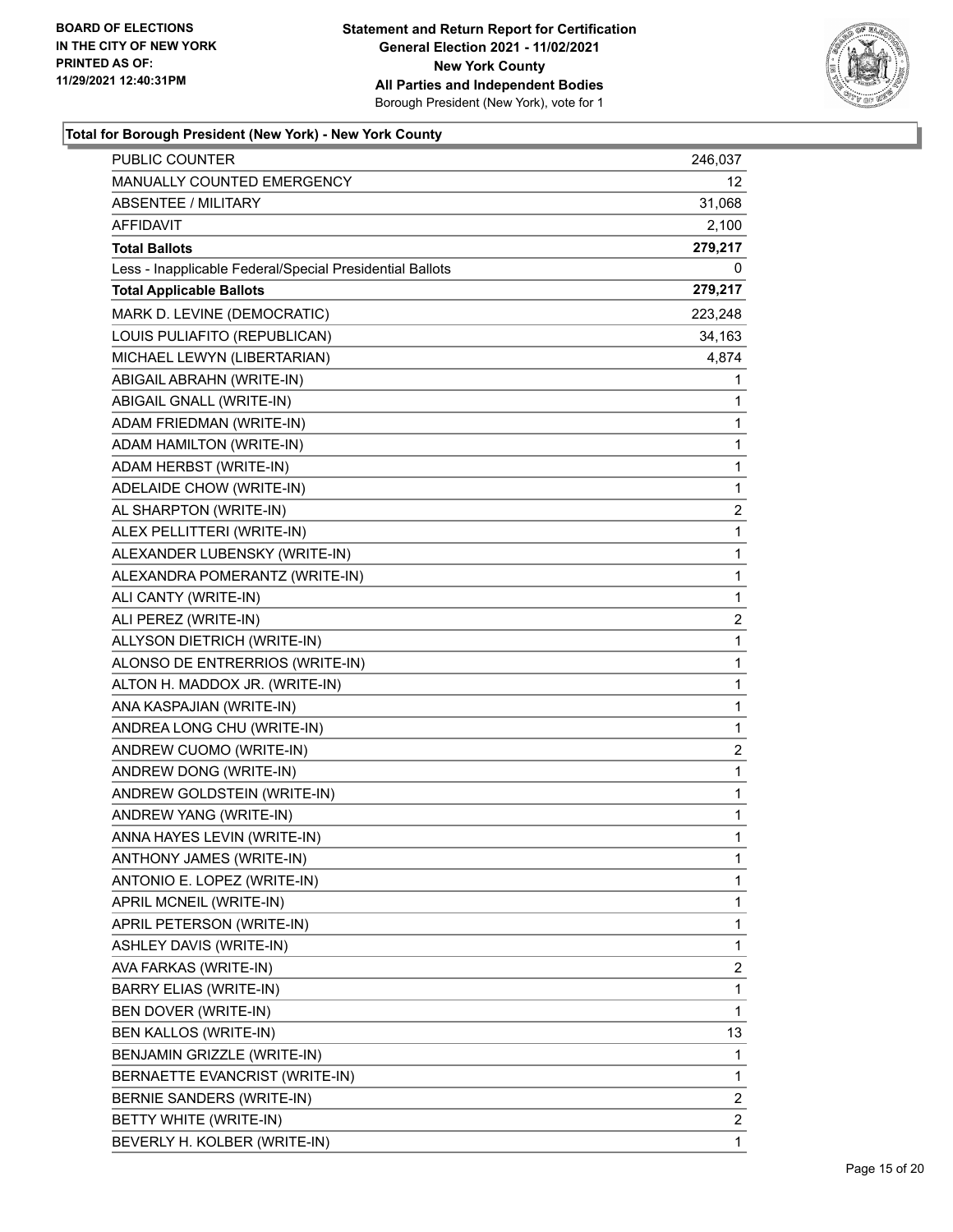**BOARD OF ELECTIONS IN THE CITY OF NEW YORK PRINTED AS OF: 11/29/2021 12:40:31PM**

**Statement and Return Report for Certification General Election 2021 - 11/02/2021 New York County All Parties and Independent Bodies** Borough President (New York), vote for 1

### Total for Borough President (New York) - New York County

| | |
|---|---|
| PUBLIC COUNTER | 246,037 |
| MANUALLY COUNTED EMERGENCY | 12 |
| ABSENTEE / MILITARY | 31,068 |
| AFFIDAVIT | 2,100 |
| **Total Ballots** | **279,217** |
| Less - Inapplicable Federal/Special Presidential Ballots | 0 |
| **Total Applicable Ballots** | **279,217** |
| MARK D. LEVINE (DEMOCRATIC) | 223,248 |
| LOUIS PULIAFITO (REPUBLICAN) | 34,163 |
| MICHAEL LEWYN (LIBERTARIAN) | 4,874 |
| ABIGAIL ABRAHN (WRITE-IN) | 1 |
| ABIGAIL GNALL (WRITE-IN) | 1 |
| ADAM FRIEDMAN (WRITE-IN) | 1 |
| ADAM HAMILTON (WRITE-IN) | 1 |
| ADAM HERBST (WRITE-IN) | 1 |
| ADELAIDE CHOW (WRITE-IN) | 1 |
| AL SHARPTON (WRITE-IN) | 2 |
| ALEX PELLITTERI (WRITE-IN) | 1 |
| ALEXANDER LUBENSKY (WRITE-IN) | 1 |
| ALEXANDRA POMERANTZ (WRITE-IN) | 1 |
| ALI CANTY (WRITE-IN) | 1 |
| ALI PEREZ (WRITE-IN) | 2 |
| ALLYSON DIETRICH (WRITE-IN) | 1 |
| ALONSO DE ENTRERRIOS (WRITE-IN) | 1 |
| ALTON H. MADDOX JR. (WRITE-IN) | 1 |
| ANA KASPAJIAN (WRITE-IN) | 1 |
| ANDREA LONG CHU (WRITE-IN) | 1 |
| ANDREW CUOMO (WRITE-IN) | 2 |
| ANDREW DONG (WRITE-IN) | 1 |
| ANDREW GOLDSTEIN (WRITE-IN) | 1 |
| ANDREW YANG (WRITE-IN) | 1 |
| ANNA HAYES LEVIN (WRITE-IN) | 1 |
| ANTHONY JAMES (WRITE-IN) | 1 |
| ANTONIO E. LOPEZ (WRITE-IN) | 1 |
| APRIL MCNEIL (WRITE-IN) | 1 |
| APRIL PETERSON (WRITE-IN) | 1 |
| ASHLEY DAVIS (WRITE-IN) | 1 |
| AVA FARKAS (WRITE-IN) | 2 |
| BARRY ELIAS (WRITE-IN) | 1 |
| BEN DOVER (WRITE-IN) | 1 |
| BEN KALLOS (WRITE-IN) | 13 |
| BENJAMIN GRIZZLE (WRITE-IN) | 1 |
| BERNAETTE EVANCRIST (WRITE-IN) | 1 |
| BERNIE SANDERS (WRITE-IN) | 2 |
| BETTY WHITE (WRITE-IN) | 2 |
| BEVERLY H. KOLBER (WRITE-IN) | 1 |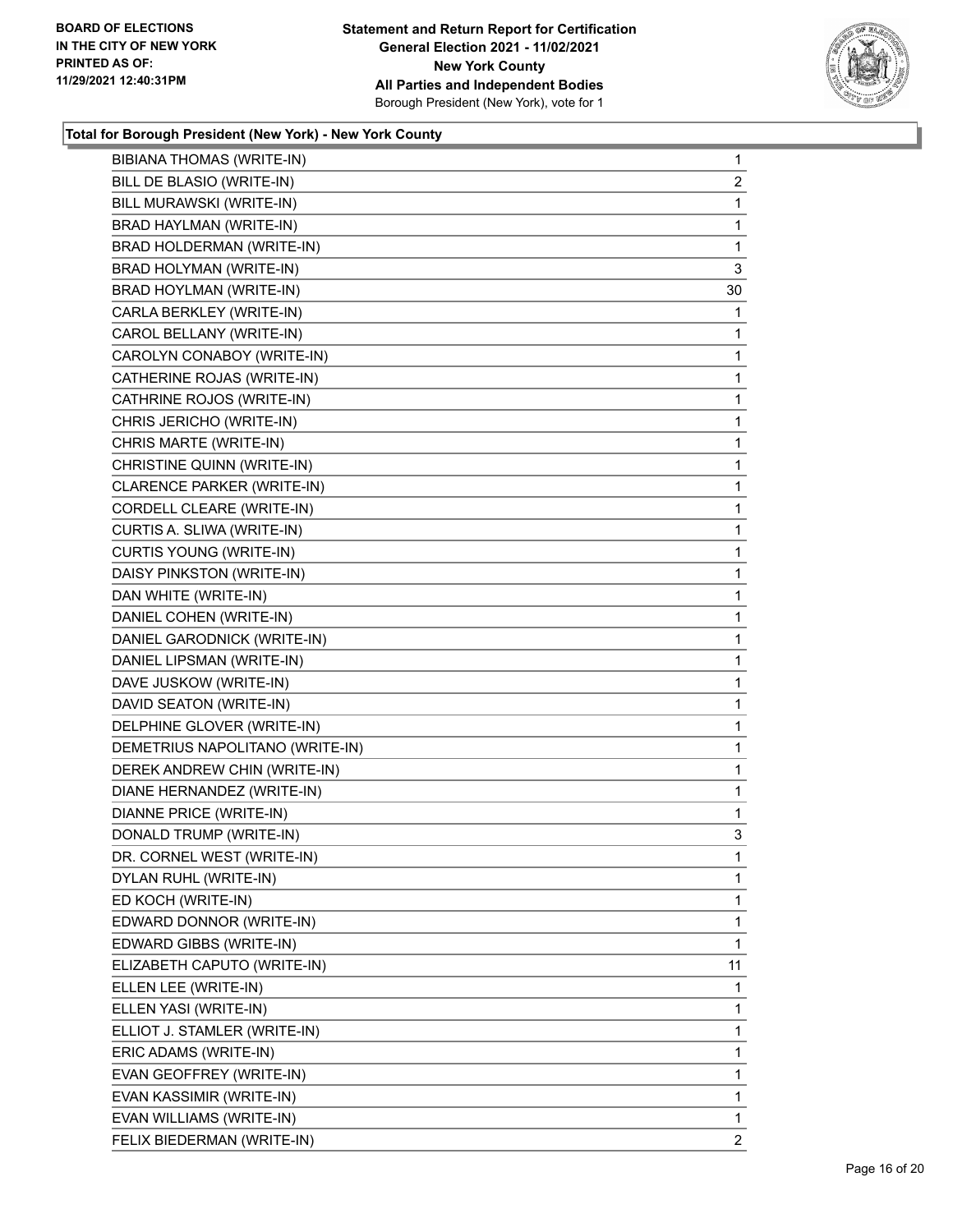### Total for Borough President (New York) - New York County

| Candidate | Votes |
|---|---|
| BIBIANA THOMAS (WRITE-IN) | 1 |
| BILL DE BLASIO (WRITE-IN) | 2 |
| BILL MURAWSKI (WRITE-IN) | 1 |
| BRAD HAYLMAN (WRITE-IN) | 1 |
| BRAD HOLDERMAN (WRITE-IN) | 1 |
| BRAD HOLYMAN (WRITE-IN) | 3 |
| BRAD HOYLMAN (WRITE-IN) | 30 |
| CARLA BERKLEY (WRITE-IN) | 1 |
| CAROL BELLANY (WRITE-IN) | 1 |
| CAROLYN CONABOY (WRITE-IN) | 1 |
| CATHERINE ROJAS (WRITE-IN) | 1 |
| CATHRINE ROJOS (WRITE-IN) | 1 |
| CHRIS JERICHO (WRITE-IN) | 1 |
| CHRIS MARTE (WRITE-IN) | 1 |
| CHRISTINE QUINN (WRITE-IN) | 1 |
| CLARENCE PARKER (WRITE-IN) | 1 |
| CORDELL CLEARE (WRITE-IN) | 1 |
| CURTIS A. SLIWA (WRITE-IN) | 1 |
| CURTIS YOUNG (WRITE-IN) | 1 |
| DAISY PINKSTON (WRITE-IN) | 1 |
| DAN WHITE (WRITE-IN) | 1 |
| DANIEL COHEN (WRITE-IN) | 1 |
| DANIEL GARODNICK (WRITE-IN) | 1 |
| DANIEL LIPSMAN (WRITE-IN) | 1 |
| DAVE JUSKOW (WRITE-IN) | 1 |
| DAVID SEATON (WRITE-IN) | 1 |
| DELPHINE GLOVER (WRITE-IN) | 1 |
| DEMETRIUS NAPOLITANO (WRITE-IN) | 1 |
| DEREK ANDREW CHIN (WRITE-IN) | 1 |
| DIANE HERNANDEZ (WRITE-IN) | 1 |
| DIANNE PRICE (WRITE-IN) | 1 |
| DONALD TRUMP (WRITE-IN) | 3 |
| DR. CORNEL WEST (WRITE-IN) | 1 |
| DYLAN RUHL (WRITE-IN) | 1 |
| ED KOCH (WRITE-IN) | 1 |
| EDWARD DONNOR (WRITE-IN) | 1 |
| EDWARD GIBBS (WRITE-IN) | 1 |
| ELIZABETH CAPUTO (WRITE-IN) | 11 |
| ELLEN LEE (WRITE-IN) | 1 |
| ELLEN YASI (WRITE-IN) | 1 |
| ELLIOT J. STAMLER (WRITE-IN) | 1 |
| ERIC ADAMS (WRITE-IN) | 1 |
| EVAN GEOFFREY (WRITE-IN) | 1 |
| EVAN KASSIMIR (WRITE-IN) | 1 |
| EVAN WILLIAMS (WRITE-IN) | 1 |
| FELIX BIEDERMAN (WRITE-IN) | 2 |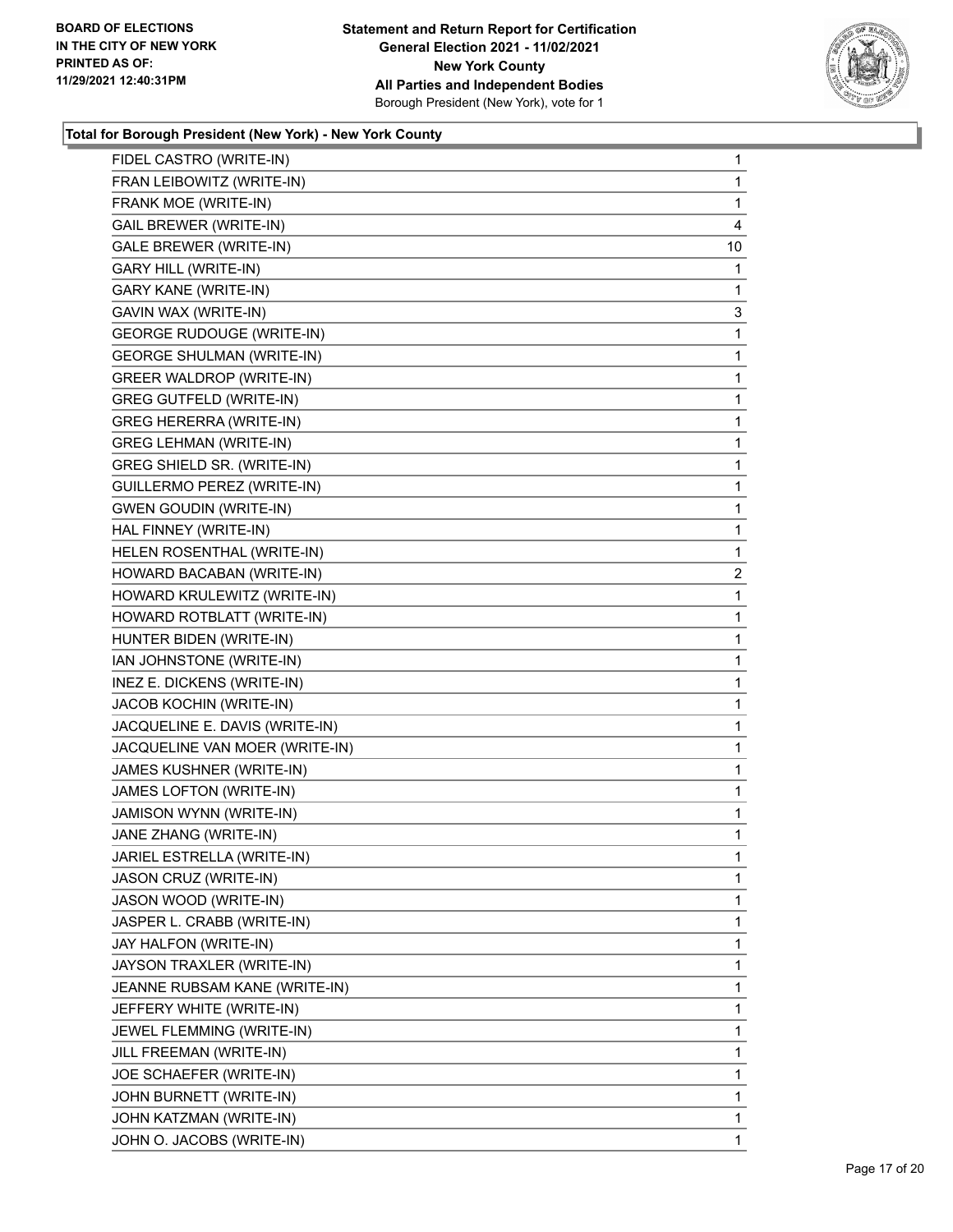### Total for Borough President (New York) - New York County

| Candidate | Votes |
|---|---|
| FIDEL CASTRO (WRITE-IN) | 1 |
| FRAN LEIBOWITZ (WRITE-IN) | 1 |
| FRANK MOE (WRITE-IN) | 1 |
| GAIL BREWER (WRITE-IN) | 4 |
| GALE BREWER (WRITE-IN) | 10 |
| GARY HILL (WRITE-IN) | 1 |
| GARY KANE (WRITE-IN) | 1 |
| GAVIN WAX (WRITE-IN) | 3 |
| GEORGE RUDOUGE (WRITE-IN) | 1 |
| GEORGE SHULMAN (WRITE-IN) | 1 |
| GREER WALDROP (WRITE-IN) | 1 |
| GREG GUTFELD (WRITE-IN) | 1 |
| GREG HERERRA (WRITE-IN) | 1 |
| GREG LEHMAN (WRITE-IN) | 1 |
| GREG SHIELD SR. (WRITE-IN) | 1 |
| GUILLERMO PEREZ (WRITE-IN) | 1 |
| GWEN GOUDIN (WRITE-IN) | 1 |
| HAL FINNEY (WRITE-IN) | 1 |
| HELEN ROSENTHAL (WRITE-IN) | 1 |
| HOWARD BACABAN (WRITE-IN) | 2 |
| HOWARD KRULEWITZ (WRITE-IN) | 1 |
| HOWARD ROTBLATT (WRITE-IN) | 1 |
| HUNTER BIDEN (WRITE-IN) | 1 |
| IAN JOHNSTONE (WRITE-IN) | 1 |
| INEZ E. DICKENS (WRITE-IN) | 1 |
| JACOB KOCHIN (WRITE-IN) | 1 |
| JACQUELINE E. DAVIS (WRITE-IN) | 1 |
| JACQUELINE VAN MOER (WRITE-IN) | 1 |
| JAMES KUSHNER (WRITE-IN) | 1 |
| JAMES LOFTON (WRITE-IN) | 1 |
| JAMISON WYNN (WRITE-IN) | 1 |
| JANE ZHANG (WRITE-IN) | 1 |
| JARIEL ESTRELLA (WRITE-IN) | 1 |
| JASON CRUZ (WRITE-IN) | 1 |
| JASON WOOD (WRITE-IN) | 1 |
| JASPER L. CRABB (WRITE-IN) | 1 |
| JAY HALFON (WRITE-IN) | 1 |
| JAYSON TRAXLER (WRITE-IN) | 1 |
| JEANNE RUBSAM KANE (WRITE-IN) | 1 |
| JEFFERY WHITE (WRITE-IN) | 1 |
| JEWEL FLEMMING (WRITE-IN) | 1 |
| JILL FREEMAN (WRITE-IN) | 1 |
| JOE SCHAEFER (WRITE-IN) | 1 |
| JOHN BURNETT (WRITE-IN) | 1 |
| JOHN KATZMAN (WRITE-IN) | 1 |
| JOHN O. JACOBS (WRITE-IN) | 1 |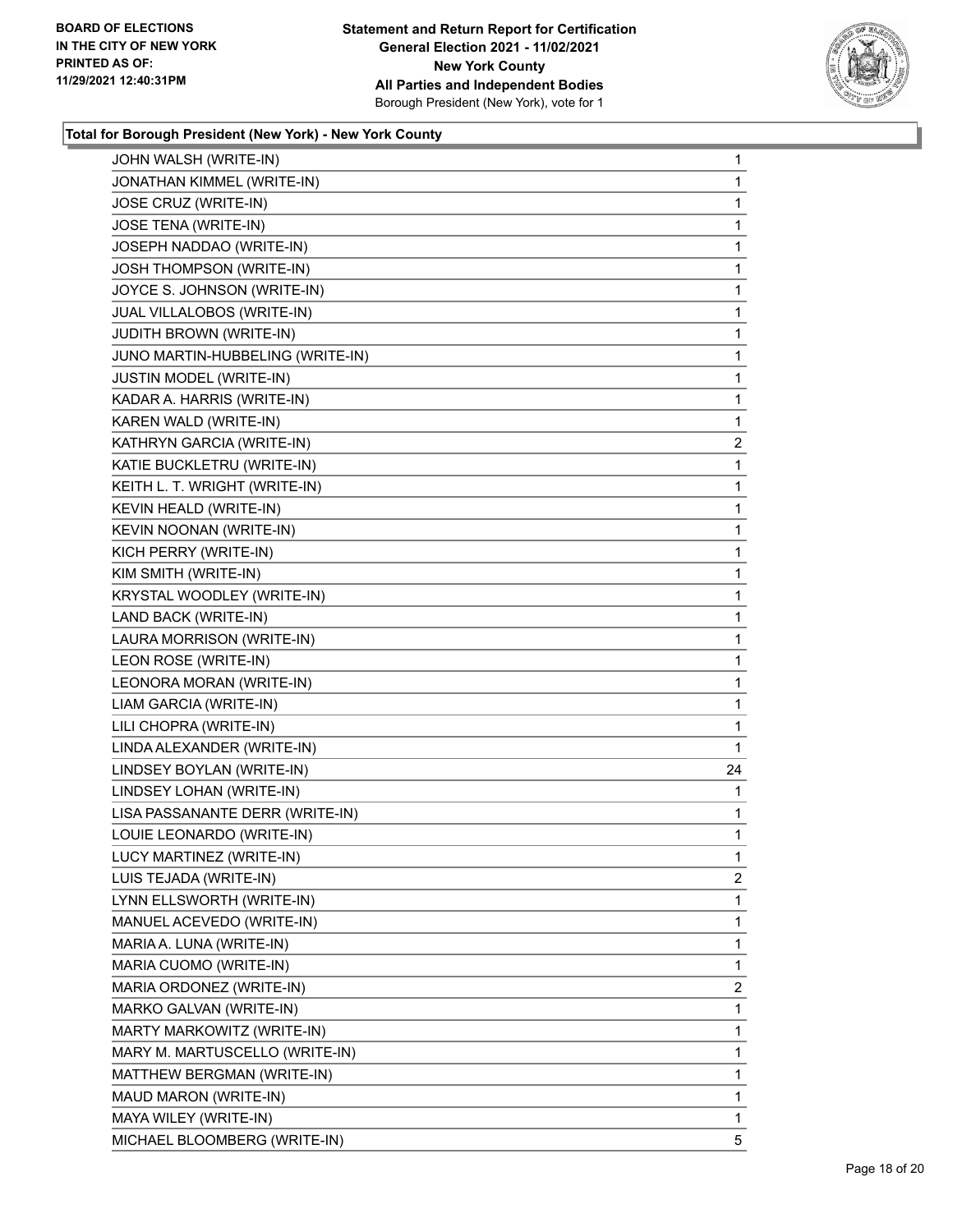**BOARD OF ELECTIONS IN THE CITY OF NEW YORK PRINTED AS OF: 11/29/2021 12:40:31PM**

**Statement and Return Report for Certification General Election 2021 - 11/02/2021 New York County All Parties and Independent Bodies**
Borough President (New York), vote for 1

### Total for Borough President (New York) - New York County

| Candidate | Votes |
|---|---|
| JOHN WALSH (WRITE-IN) | 1 |
| JONATHAN KIMMEL (WRITE-IN) | 1 |
| JOSE CRUZ (WRITE-IN) | 1 |
| JOSE TENA (WRITE-IN) | 1 |
| JOSEPH NADDAO (WRITE-IN) | 1 |
| JOSH THOMPSON (WRITE-IN) | 1 |
| JOYCE S. JOHNSON (WRITE-IN) | 1 |
| JUAL VILLALOBOS (WRITE-IN) | 1 |
| JUDITH BROWN (WRITE-IN) | 1 |
| JUNO MARTIN-HUBBELING (WRITE-IN) | 1 |
| JUSTIN MODEL (WRITE-IN) | 1 |
| KADAR A. HARRIS (WRITE-IN) | 1 |
| KAREN WALD (WRITE-IN) | 1 |
| KATHRYN GARCIA (WRITE-IN) | 2 |
| KATIE BUCKLETRU (WRITE-IN) | 1 |
| KEITH L. T. WRIGHT (WRITE-IN) | 1 |
| KEVIN HEALD (WRITE-IN) | 1 |
| KEVIN NOONAN (WRITE-IN) | 1 |
| KICH PERRY (WRITE-IN) | 1 |
| KIM SMITH (WRITE-IN) | 1 |
| KRYSTAL WOODLEY (WRITE-IN) | 1 |
| LAND BACK (WRITE-IN) | 1 |
| LAURA MORRISON (WRITE-IN) | 1 |
| LEON ROSE (WRITE-IN) | 1 |
| LEONORA MORAN (WRITE-IN) | 1 |
| LIAM GARCIA (WRITE-IN) | 1 |
| LILI CHOPRA (WRITE-IN) | 1 |
| LINDA ALEXANDER (WRITE-IN) | 1 |
| LINDSEY BOYLAN (WRITE-IN) | 24 |
| LINDSEY LOHAN (WRITE-IN) | 1 |
| LISA PASSANANTE DERR (WRITE-IN) | 1 |
| LOUIE LEONARDO (WRITE-IN) | 1 |
| LUCY MARTINEZ (WRITE-IN) | 1 |
| LUIS TEJADA (WRITE-IN) | 2 |
| LYNN ELLSWORTH (WRITE-IN) | 1 |
| MANUEL ACEVEDO (WRITE-IN) | 1 |
| MARIA A. LUNA (WRITE-IN) | 1 |
| MARIA CUOMO (WRITE-IN) | 1 |
| MARIA ORDONEZ (WRITE-IN) | 2 |
| MARKO GALVAN (WRITE-IN) | 1 |
| MARTY MARKOWITZ (WRITE-IN) | 1 |
| MARY M. MARTUSCELLO (WRITE-IN) | 1 |
| MATTHEW BERGMAN (WRITE-IN) | 1 |
| MAUD MARON (WRITE-IN) | 1 |
| MAYA WILEY (WRITE-IN) | 1 |
| MICHAEL BLOOMBERG (WRITE-IN) | 5 |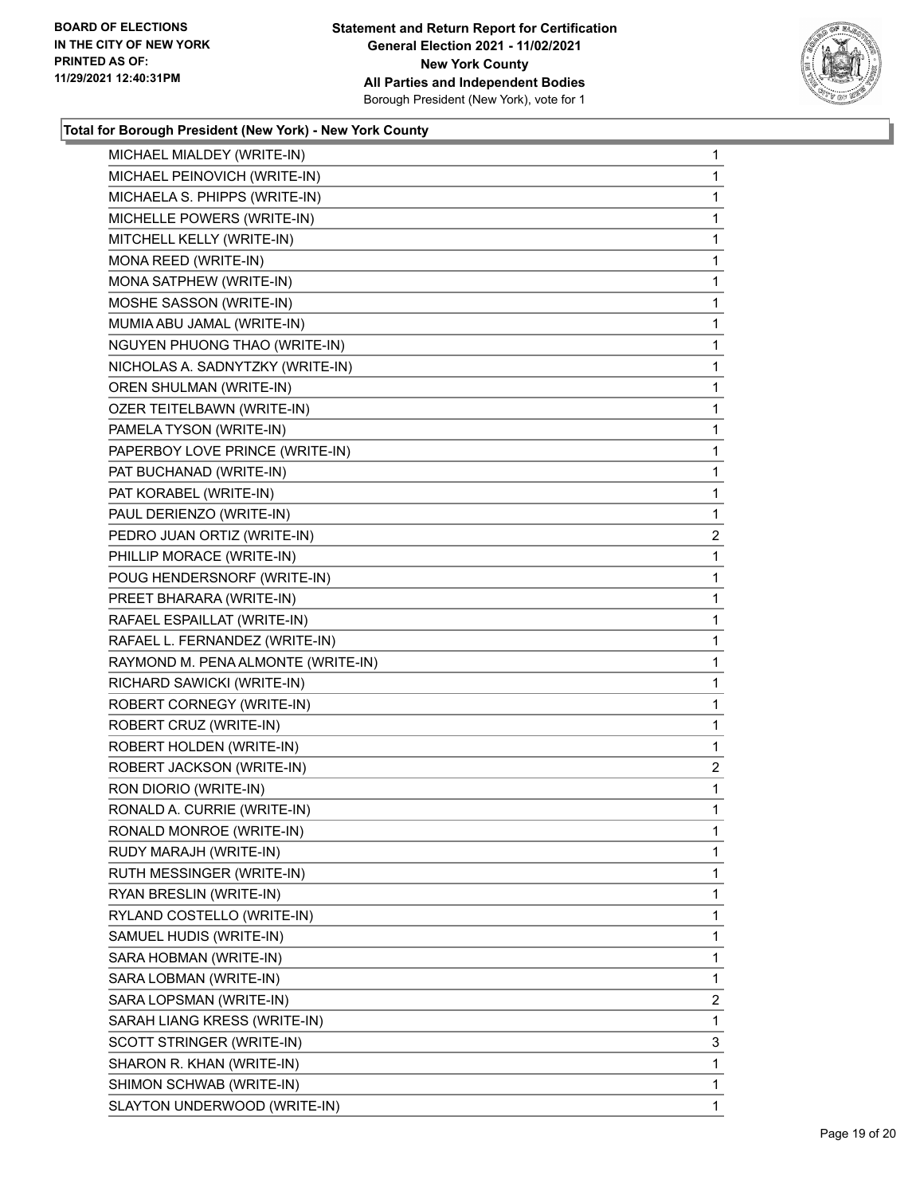**BOARD OF ELECTIONS IN THE CITY OF NEW YORK PRINTED AS OF: 11/29/2021 12:40:31PM**

**Statement and Return Report for Certification General Election 2021 - 11/02/2021 New York County All Parties and Independent Bodies** Borough President (New York), vote for 1

### Total for Borough President (New York) - New York County

| | |
|---|---|
| MICHAEL MIALDEY (WRITE-IN) | 1 |
| MICHAEL PEINOVICH (WRITE-IN) | 1 |
| MICHAELA S. PHIPPS (WRITE-IN) | 1 |
| MICHELLE POWERS (WRITE-IN) | 1 |
| MITCHELL KELLY (WRITE-IN) | 1 |
| MONA REED (WRITE-IN) | 1 |
| MONA SATPHEW (WRITE-IN) | 1 |
| MOSHE SASSON (WRITE-IN) | 1 |
| MUMIA ABU JAMAL (WRITE-IN) | 1 |
| NGUYEN PHUONG THAO (WRITE-IN) | 1 |
| NICHOLAS A. SADNYTZKY (WRITE-IN) | 1 |
| OREN SHULMAN (WRITE-IN) | 1 |
| OZER TEITELBAWN (WRITE-IN) | 1 |
| PAMELA TYSON (WRITE-IN) | 1 |
| PAPERBOY LOVE PRINCE (WRITE-IN) | 1 |
| PAT BUCHANAD (WRITE-IN) | 1 |
| PAT KORABEL (WRITE-IN) | 1 |
| PAUL DERIENZO (WRITE-IN) | 1 |
| PEDRO JUAN ORTIZ (WRITE-IN) | 2 |
| PHILLIP MORACE (WRITE-IN) | 1 |
| POUG HENDERSNORF (WRITE-IN) | 1 |
| PREET BHARARA (WRITE-IN) | 1 |
| RAFAEL ESPAILLAT (WRITE-IN) | 1 |
| RAFAEL L. FERNANDEZ (WRITE-IN) | 1 |
| RAYMOND M. PENA ALMONTE (WRITE-IN) | 1 |
| RICHARD SAWICKI (WRITE-IN) | 1 |
| ROBERT CORNEGY (WRITE-IN) | 1 |
| ROBERT CRUZ (WRITE-IN) | 1 |
| ROBERT HOLDEN (WRITE-IN) | 1 |
| ROBERT JACKSON (WRITE-IN) | 2 |
| RON DIORIO (WRITE-IN) | 1 |
| RONALD A. CURRIE (WRITE-IN) | 1 |
| RONALD MONROE (WRITE-IN) | 1 |
| RUDY MARAJH (WRITE-IN) | 1 |
| RUTH MESSINGER (WRITE-IN) | 1 |
| RYAN BRESLIN (WRITE-IN) | 1 |
| RYLAND COSTELLO (WRITE-IN) | 1 |
| SAMUEL HUDIS (WRITE-IN) | 1 |
| SARA HOBMAN (WRITE-IN) | 1 |
| SARA LOBMAN (WRITE-IN) | 1 |
| SARA LOPSMAN (WRITE-IN) | 2 |
| SARAH LIANG KRESS (WRITE-IN) | 1 |
| SCOTT STRINGER (WRITE-IN) | 3 |
| SHARON R. KHAN (WRITE-IN) | 1 |
| SHIMON SCHWAB (WRITE-IN) | 1 |
| SLAYTON UNDERWOOD (WRITE-IN) | 1 |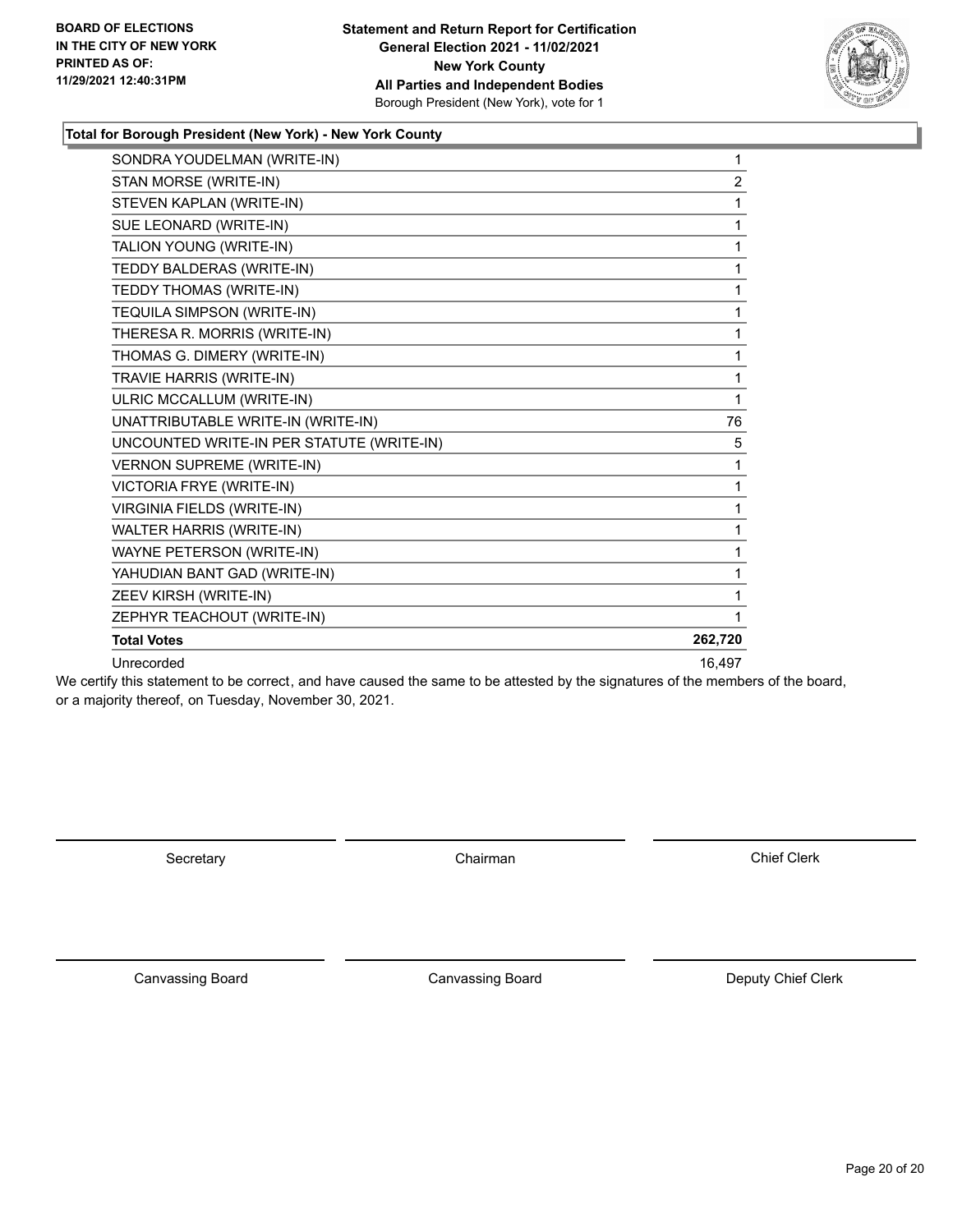**Statement and Return Report for Certification**
**General Election 2021 - 11/02/2021**
**New York County**
**All Parties and Independent Bodies**
Borough President (New York), vote for 1

BOARD OF ELECTIONS
IN THE CITY OF NEW YORK
PRINTED AS OF:
11/29/2021 12:40:31PM

### Total for Borough President (New York) - New York County

| | |
|---|---|
| SONDRA YOUDELMAN (WRITE-IN) | 1 |
| STAN MORSE (WRITE-IN) | 2 |
| STEVEN KAPLAN (WRITE-IN) | 1 |
| SUE LEONARD (WRITE-IN) | 1 |
| TALION YOUNG (WRITE-IN) | 1 |
| TEDDY BALDERAS (WRITE-IN) | 1 |
| TEDDY THOMAS (WRITE-IN) | 1 |
| TEQUILA SIMPSON (WRITE-IN) | 1 |
| THERESA R. MORRIS (WRITE-IN) | 1 |
| THOMAS G. DIMERY (WRITE-IN) | 1 |
| TRAVIE HARRIS (WRITE-IN) | 1 |
| ULRIC MCCALLUM (WRITE-IN) | 1 |
| UNATTRIBUTABLE WRITE-IN (WRITE-IN) | 76 |
| UNCOUNTED WRITE-IN PER STATUTE (WRITE-IN) | 5 |
| VERNON SUPREME (WRITE-IN) | 1 |
| VICTORIA FRYE (WRITE-IN) | 1 |
| VIRGINIA FIELDS (WRITE-IN) | 1 |
| WALTER HARRIS (WRITE-IN) | 1 |
| WAYNE PETERSON (WRITE-IN) | 1 |
| YAHUDIAN BANT GAD (WRITE-IN) | 1 |
| ZEEV KIRSH (WRITE-IN) | 1 |
| ZEPHYR TEACHOUT (WRITE-IN) | 1 |
| **Total Votes** | **262,720** |
| Unrecorded | 16,497 |

We certify this statement to be correct, and have caused the same to be attested by the signatures of the members of the board, or a majority thereof, on Tuesday, November 30, 2021.

| | | |
|---|---|---|
| Secretary | Chairman | Chief Clerk |
| Canvassing Board | Canvassing Board | Deputy Chief Clerk |